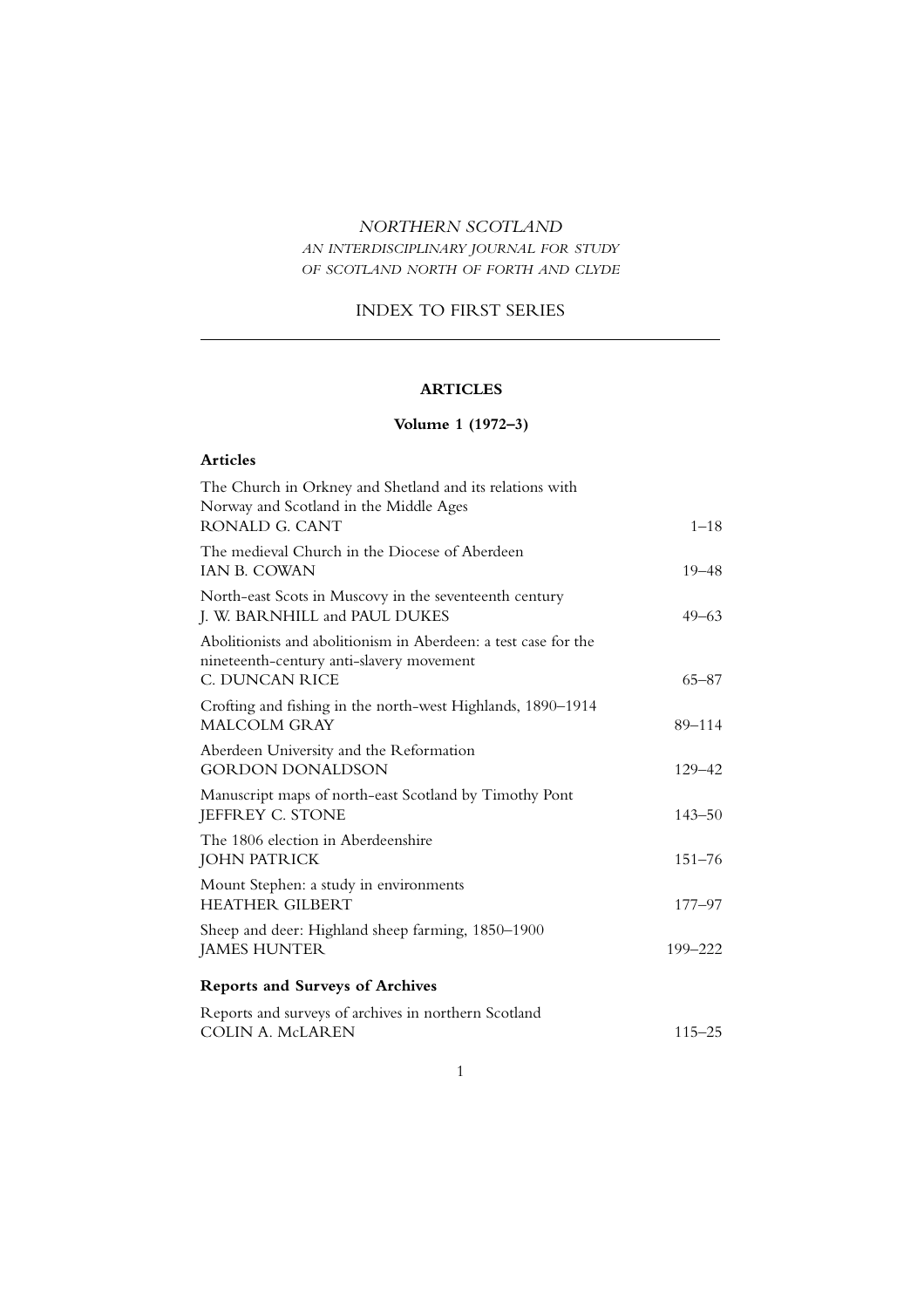*NORTHERN SCOTLAND*

*AN INTERDISCIPLINARY JOURNAL FOR STUDY OF SCOTLAND NORTH OF FORTH AND CLYDE*

# INDEX TO FIRST SERIES

## ARTICLES

### Volume 1 (1972–3)

**Articles**

The Church in Orkney and Shetland and its relations with Norway and Scotland in the Middle Ages
RONALD G. CANT — 1–18

The medieval Church in the Diocese of Aberdeen
IAN B. COWAN — 19–48

North-east Scots in Muscovy in the seventeenth century
J. W. BARNHILL and PAUL DUKES — 49–63

Abolitionists and abolitionism in Aberdeen: a test case for the nineteenth-century anti-slavery movement
C. DUNCAN RICE — 65–87

Crofting and fishing in the north-west Highlands, 1890–1914
MALCOLM GRAY — 89–114

Aberdeen University and the Reformation
GORDON DONALDSON — 129–42

Manuscript maps of north-east Scotland by Timothy Pont
JEFFREY C. STONE — 143–50

The 1806 election in Aberdeenshire
JOHN PATRICK — 151–76

Mount Stephen: a study in environments
HEATHER GILBERT — 177–97

Sheep and deer: Highland sheep farming, 1850–1900
JAMES HUNTER — 199–222

**Reports and Surveys of Archives**

Reports and surveys of archives in northern Scotland
COLIN A. McLAREN — 115–25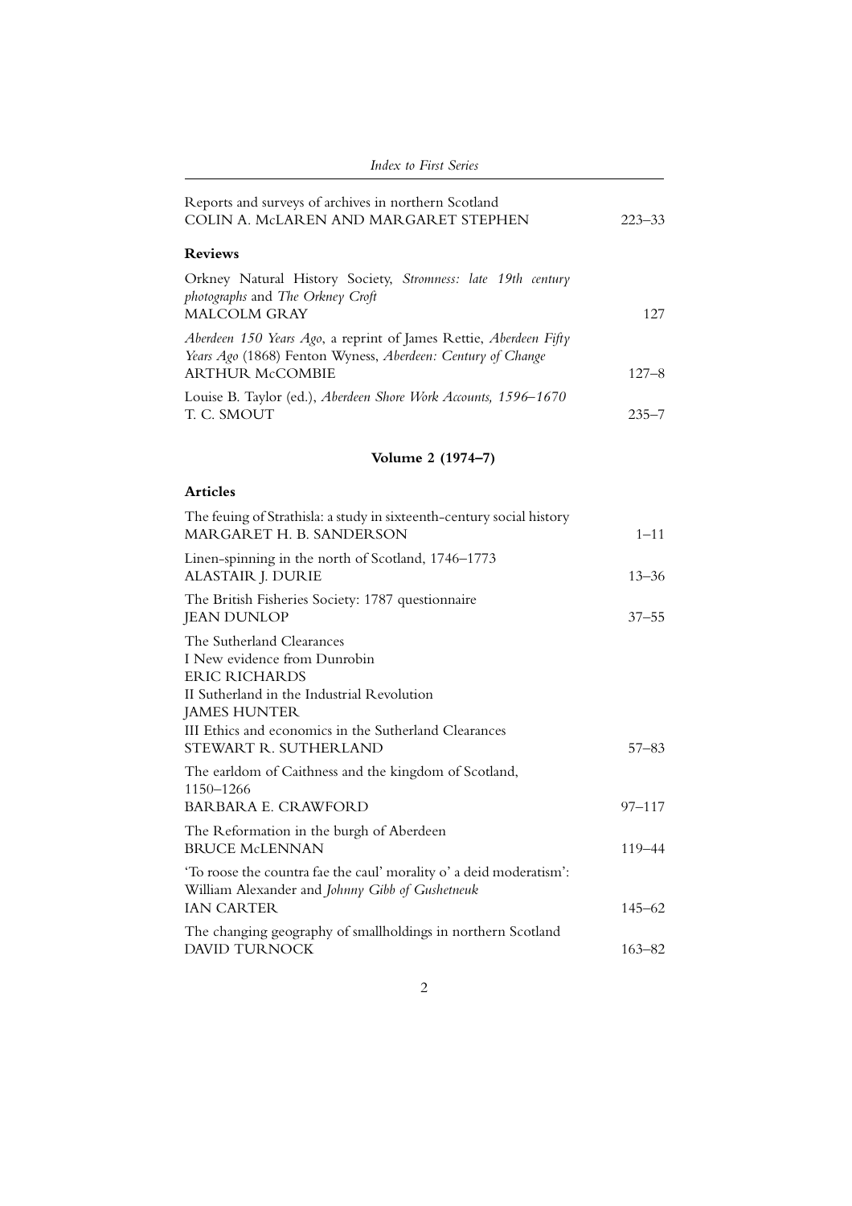Reports and surveys of archives in northern Scotland
COLIN A. McLAREN AND MARGARET STEPHEN 223–33

**Reviews**

Orkney Natural History Society, *Stromness: late 19th century photographs* and *The Orkney Croft*
MALCOLM GRAY 127

*Aberdeen 150 Years Ago*, a reprint of James Rettie, *Aberdeen Fifty Years Ago* (1868) Fenton Wyness, *Aberdeen: Century of Change*
ARTHUR McCOMBIE 127–8

Louise B. Taylor (ed.), *Aberdeen Shore Work Accounts, 1596–1670*
T. C. SMOUT 235–7

## Volume 2 (1974–7)

**Articles**

The feuing of Strathisla: a study in sixteenth-century social history
MARGARET H. B. SANDERSON 1–11

Linen-spinning in the north of Scotland, 1746–1773
ALASTAIR J. DURIE 13–36

The British Fisheries Society: 1787 questionnaire
JEAN DUNLOP 37–55

The Sutherland Clearances
I New evidence from Dunrobin
ERIC RICHARDS
II Sutherland in the Industrial Revolution
JAMES HUNTER
III Ethics and economics in the Sutherland Clearances
STEWART R. SUTHERLAND 57–83

The earldom of Caithness and the kingdom of Scotland, 1150–1266
BARBARA E. CRAWFORD 97–117

The Reformation in the burgh of Aberdeen
BRUCE McLENNAN 119–44

'To roose the countra fae the caul' morality o' a deid moderatism': William Alexander and *Johnny Gibb of Gushetneuk*
IAN CARTER 145–62

The changing geography of smallholdings in northern Scotland
DAVID TURNOCK 163–82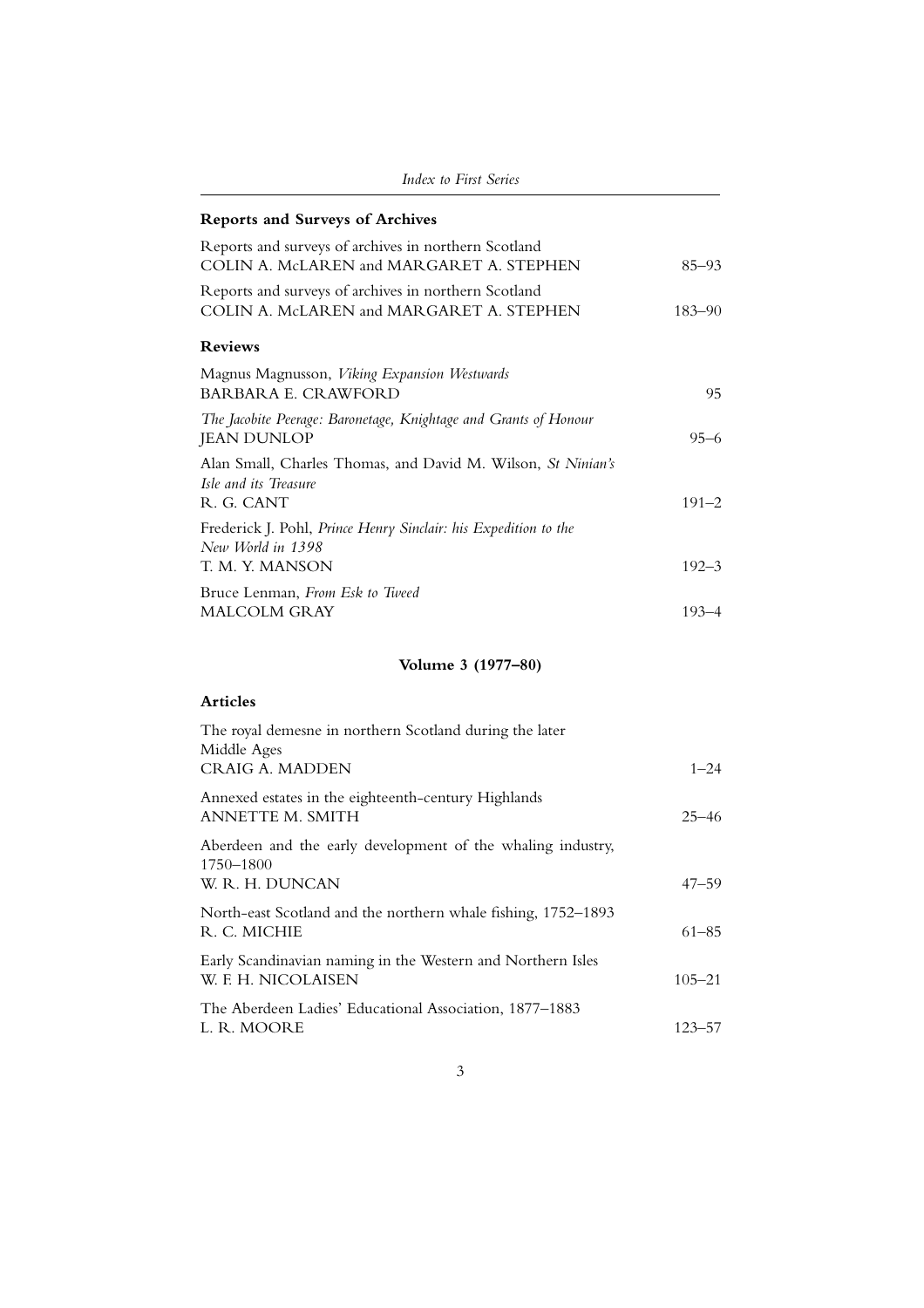### Reports and Surveys of Archives

Reports and surveys of archives in northern Scotland
COLIN A. McLAREN and MARGARET A. STEPHEN — 85–93

Reports and surveys of archives in northern Scotland
COLIN A. McLAREN and MARGARET A. STEPHEN — 183–90

### Reviews

Magnus Magnusson, *Viking Expansion Westwards*
BARBARA E. CRAWFORD — 95

*The Jacobite Peerage: Baronetage, Knightage and Grants of Honour*
JEAN DUNLOP — 95–6

Alan Small, Charles Thomas, and David M. Wilson, *St Ninian's Isle and its Treasure*
R. G. CANT — 191–2

Frederick J. Pohl, *Prince Henry Sinclair: his Expedition to the New World in 1398*
T. M. Y. MANSON — 192–3

Bruce Lenman, *From Esk to Tweed*
MALCOLM GRAY — 193–4

## Volume 3 (1977–80)

### Articles

The royal demesne in northern Scotland during the later Middle Ages
CRAIG A. MADDEN — 1–24

Annexed estates in the eighteenth-century Highlands
ANNETTE M. SMITH — 25–46

Aberdeen and the early development of the whaling industry, 1750–1800
W. R. H. DUNCAN — 47–59

North-east Scotland and the northern whale fishing, 1752–1893
R. C. MICHIE — 61–85

Early Scandinavian naming in the Western and Northern Isles
W. F. H. NICOLAISEN — 105–21

The Aberdeen Ladies' Educational Association, 1877–1883
L. R. MOORE — 123–57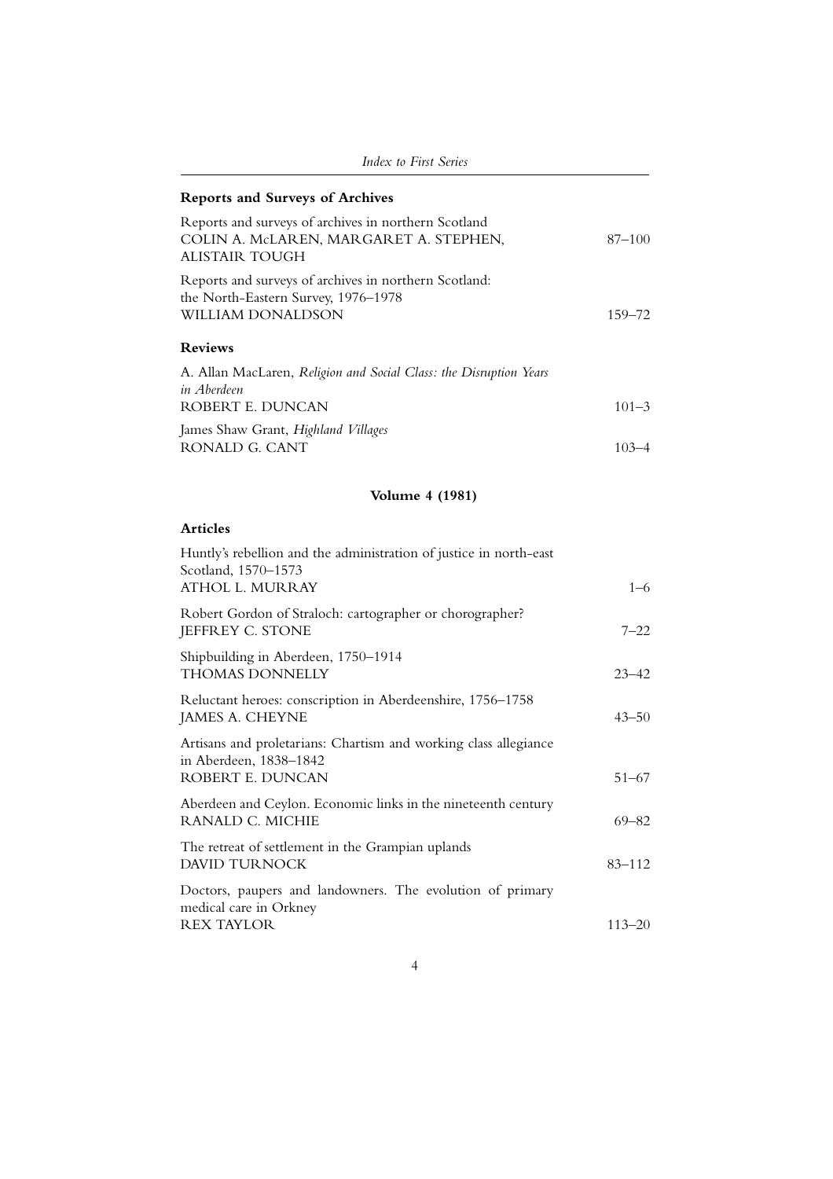### Reports and Surveys of Archives

Reports and surveys of archives in northern Scotland
COLIN A. McLAREN, MARGARET A. STEPHEN, ALISTAIR TOUGH — 87–100

Reports and surveys of archives in northern Scotland: the North-Eastern Survey, 1976–1978
WILLIAM DONALDSON — 159–72

### Reviews

A. Allan MacLaren, *Religion and Social Class: the Disruption Years in Aberdeen*
ROBERT E. DUNCAN — 101–3

James Shaw Grant, *Highland Villages*
RONALD G. CANT — 103–4

## Volume 4 (1981)

### Articles

Huntly's rebellion and the administration of justice in north-east Scotland, 1570–1573
ATHOL L. MURRAY — 1–6

Robert Gordon of Straloch: cartographer or chorographer?
JEFFREY C. STONE — 7–22

Shipbuilding in Aberdeen, 1750–1914
THOMAS DONNELLY — 23–42

Reluctant heroes: conscription in Aberdeenshire, 1756–1758
JAMES A. CHEYNE — 43–50

Artisans and proletarians: Chartism and working class allegiance in Aberdeen, 1838–1842
ROBERT E. DUNCAN — 51–67

Aberdeen and Ceylon. Economic links in the nineteenth century
RANALD C. MICHIE — 69–82

The retreat of settlement in the Grampian uplands
DAVID TURNOCK — 83–112

Doctors, paupers and landowners. The evolution of primary medical care in Orkney
REX TAYLOR — 113–20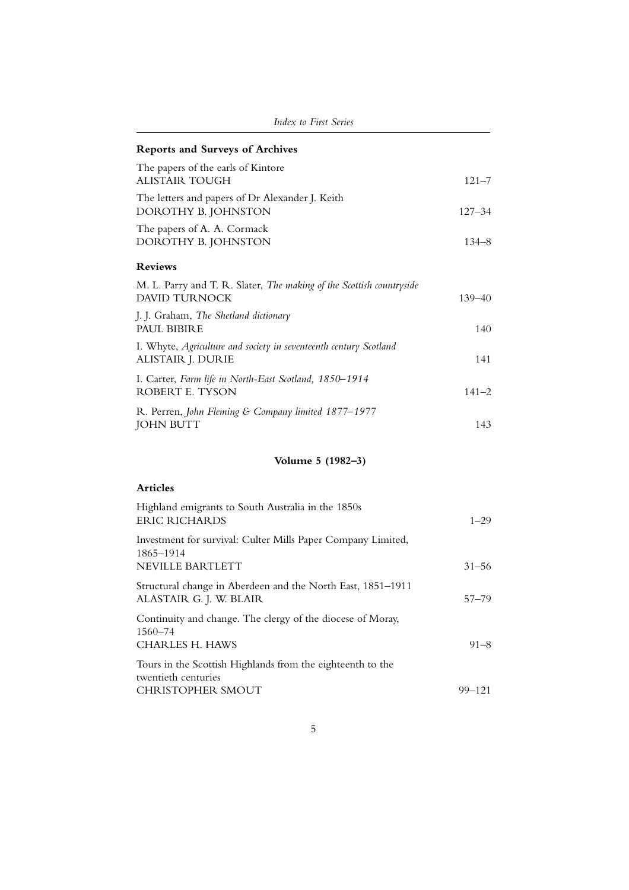### Reports and Surveys of Archives

The papers of the earls of Kintore
ALISTAIR TOUGH — 121–7

The letters and papers of Dr Alexander J. Keith
DOROTHY B. JOHNSTON — 127–34

The papers of A. A. Cormack
DOROTHY B. JOHNSTON — 134–8

### Reviews

M. L. Parry and T. R. Slater, *The making of the Scottish countryside*
DAVID TURNOCK — 139–40

J. J. Graham, *The Shetland dictionary*
PAUL BIBIRE — 140

I. Whyte, *Agriculture and society in seventeenth century Scotland*
ALISTAIR J. DURIE — 141

I. Carter, *Farm life in North-East Scotland, 1850–1914*
ROBERT E. TYSON — 141–2

R. Perren, *John Fleming & Company limited 1877–1977*
JOHN BUTT — 143

## Volume 5 (1982–3)

### Articles

Highland emigrants to South Australia in the 1850s
ERIC RICHARDS — 1–29

Investment for survival: Culter Mills Paper Company Limited, 1865–1914
NEVILLE BARTLETT — 31–56

Structural change in Aberdeen and the North East, 1851–1911
ALASTAIR G. J. W. BLAIR — 57–79

Continuity and change. The clergy of the diocese of Moray, 1560–74
CHARLES H. HAWS — 91–8

Tours in the Scottish Highlands from the eighteenth to the twentieth centuries
CHRISTOPHER SMOUT — 99–121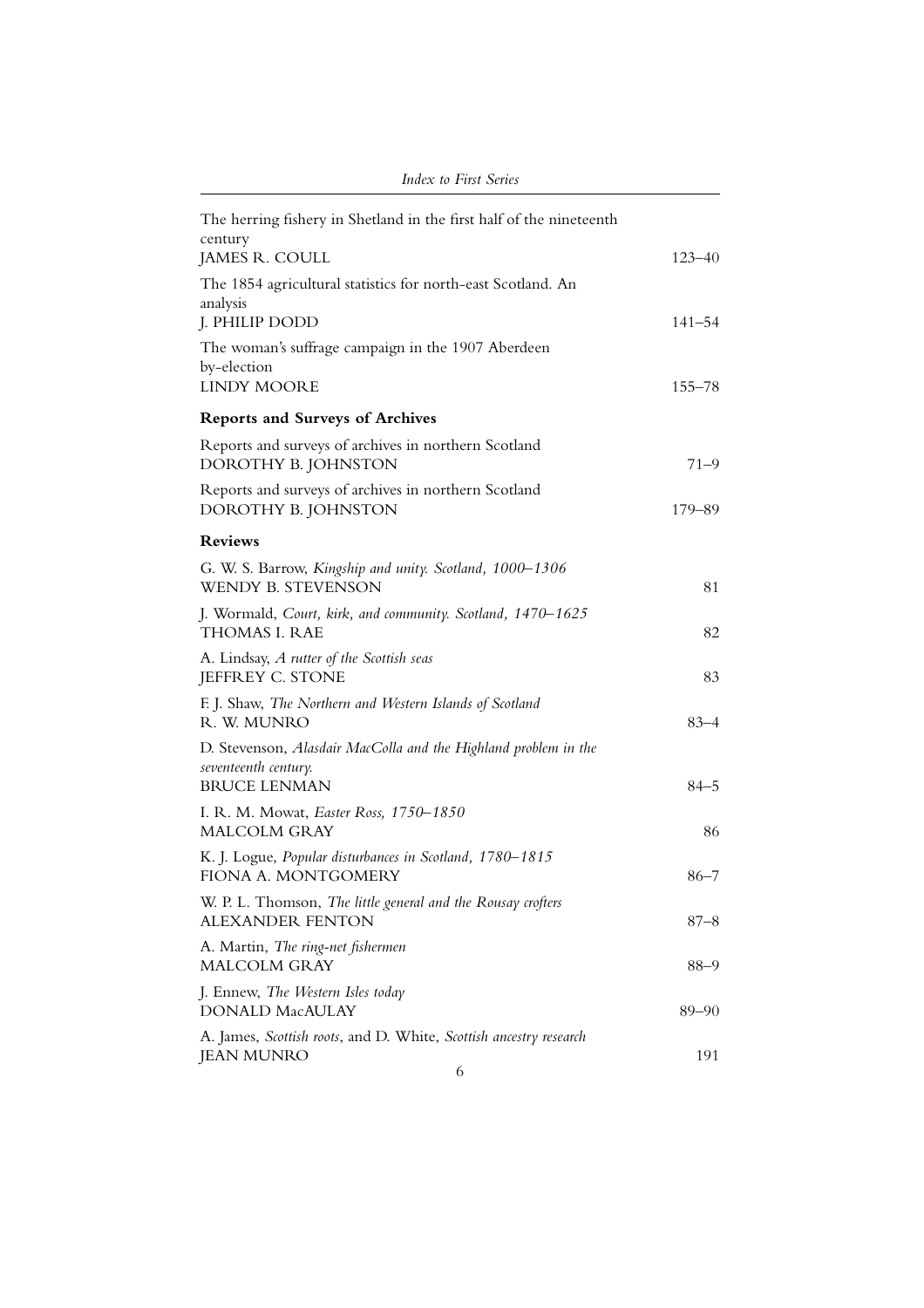The herring fishery in Shetland in the first half of the nineteenth century
JAMES R. COULL — 123–40

The 1854 agricultural statistics for north-east Scotland. An analysis
J. PHILIP DODD — 141–54

The woman's suffrage campaign in the 1907 Aberdeen by-election
LINDY MOORE — 155–78

### Reports and Surveys of Archives

Reports and surveys of archives in northern Scotland
DOROTHY B. JOHNSTON — 71–9

Reports and surveys of archives in northern Scotland
DOROTHY B. JOHNSTON — 179–89

### Reviews

G. W. S. Barrow, *Kingship and unity. Scotland, 1000–1306*
WENDY B. STEVENSON — 81

J. Wormald, *Court, kirk, and community. Scotland, 1470–1625*
THOMAS I. RAE — 82

A. Lindsay, *A rutter of the Scottish seas*
JEFFREY C. STONE — 83

F. J. Shaw, *The Northern and Western Islands of Scotland*
R. W. MUNRO — 83–4

D. Stevenson, *Alasdair MacColla and the Highland problem in the seventeenth century.*
BRUCE LENMAN — 84–5

I. R. M. Mowat, *Easter Ross, 1750–1850*
MALCOLM GRAY — 86

K. J. Logue, *Popular disturbances in Scotland, 1780–1815*
FIONA A. MONTGOMERY — 86–7

W. P. L. Thomson, *The little general and the Rousay crofters*
ALEXANDER FENTON — 87–8

A. Martin, *The ring-net fishermen*
MALCOLM GRAY — 88–9

J. Ennew, *The Western Isles today*
DONALD MacAULAY — 89–90

A. James, *Scottish roots*, and D. White, *Scottish ancestry research*
JEAN MUNRO — 191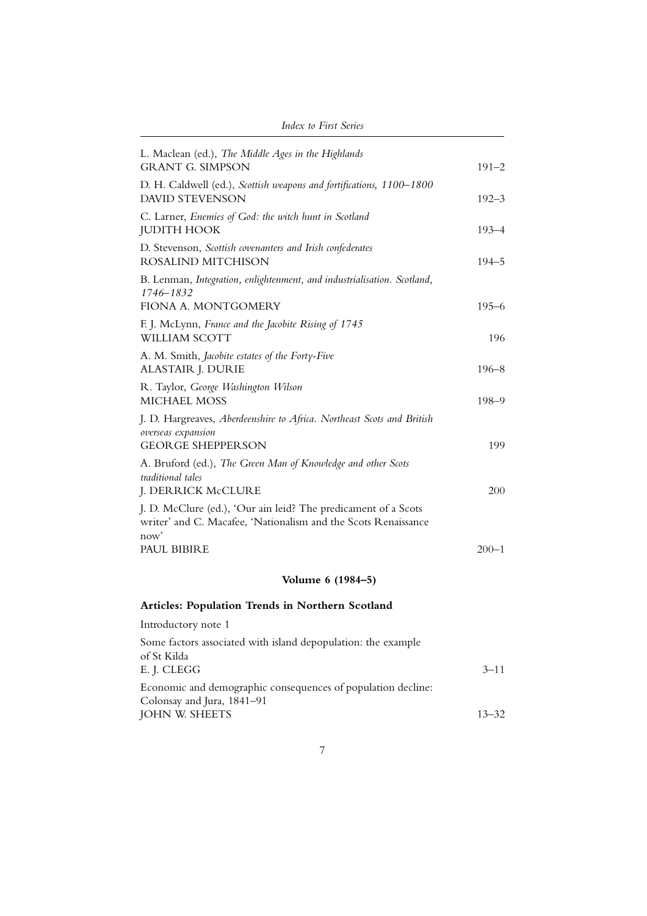L. Maclean (ed.), *The Middle Ages in the Highlands*
GRANT G. SIMPSON — 191–2

D. H. Caldwell (ed.), *Scottish weapons and fortifications, 1100–1800*
DAVID STEVENSON — 192–3

C. Larner, *Enemies of God: the witch hunt in Scotland*
JUDITH HOOK — 193–4

D. Stevenson, *Scottish covenanters and Irish confederates*
ROSALIND MITCHISON — 194–5

B. Lenman, *Integration, enlightenment, and industrialisation. Scotland, 1746–1832*
FIONA A. MONTGOMERY — 195–6

F. J. McLynn, *France and the Jacobite Rising of 1745*
WILLIAM SCOTT — 196

A. M. Smith, *Jacobite estates of the Forty-Five*
ALASTAIR J. DURIE — 196–8

R. Taylor, *George Washington Wilson*
MICHAEL MOSS — 198–9

J. D. Hargreaves, *Aberdeenshire to Africa. Northeast Scots and British overseas expansion*
GEORGE SHEPPERSON — 199

A. Bruford (ed.), *The Green Man of Knowledge and other Scots traditional tales*
J. DERRICK McCLURE — 200

J. D. McClure (ed.), 'Our ain leid? The predicament of a Scots writer' and C. Macafee, 'Nationalism and the Scots Renaissance now'
PAUL BIBIRE — 200–1

## Volume 6 (1984–5)

### Articles: Population Trends in Northern Scotland

Introductory note 1

Some factors associated with island depopulation: the example of St Kilda
E. J. CLEGG — 3–11

Economic and demographic consequences of population decline: Colonsay and Jura, 1841–91
JOHN W. SHEETS — 13–32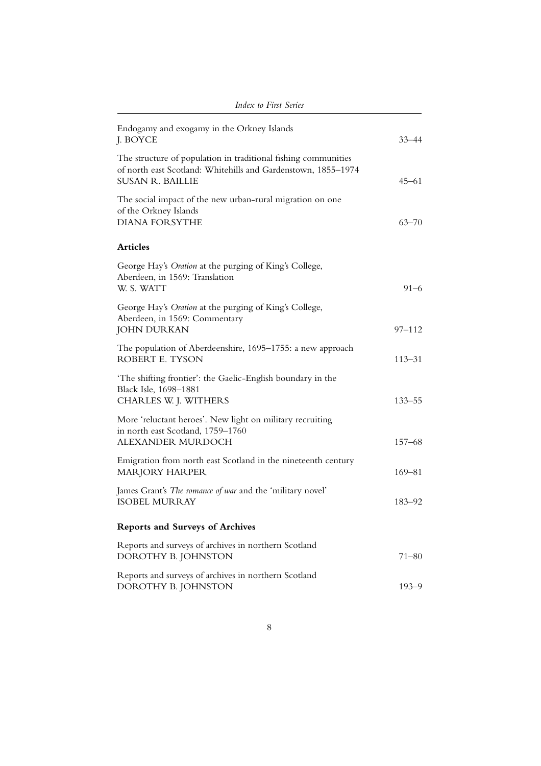Endogamy and exogamy in the Orkney Islands
J. BOYCE — 33–44

The structure of population in traditional fishing communities of north east Scotland: Whitehills and Gardenstown, 1855–1974
SUSAN R. BAILLIE — 45–61

The social impact of the new urban-rural migration on one of the Orkney Islands
DIANA FORSYTHE — 63–70

**Articles**

George Hay's *Oration* at the purging of King's College, Aberdeen, in 1569: Translation
W. S. WATT — 91–6

George Hay's *Oration* at the purging of King's College, Aberdeen, in 1569: Commentary
JOHN DURKAN — 97–112

The population of Aberdeenshire, 1695–1755: a new approach
ROBERT E. TYSON — 113–31

'The shifting frontier': the Gaelic-English boundary in the Black Isle, 1698–1881
CHARLES W. J. WITHERS — 133–55

More 'reluctant heroes'. New light on military recruiting in north east Scotland, 1759–1760
ALEXANDER MURDOCH — 157–68

Emigration from north east Scotland in the nineteenth century
MARJORY HARPER — 169–81

James Grant's *The romance of war* and the 'military novel'
ISOBEL MURRAY — 183–92

**Reports and Surveys of Archives**

Reports and surveys of archives in northern Scotland
DOROTHY B. JOHNSTON — 71–80

Reports and surveys of archives in northern Scotland
DOROTHY B. JOHNSTON — 193–9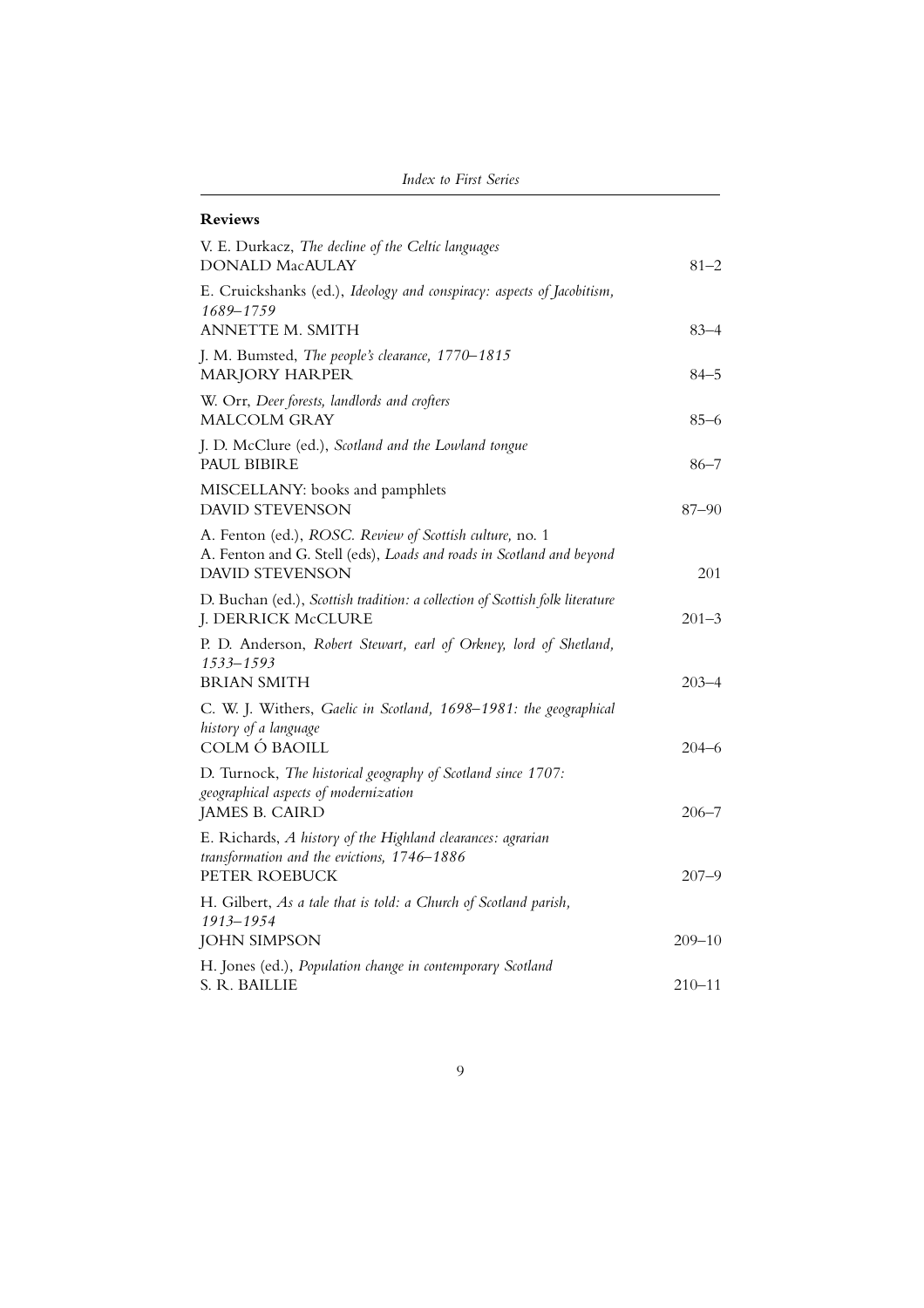## Reviews

V. E. Durkacz, *The decline of the Celtic languages*
DONALD MacAULAY — 81–2

E. Cruickshanks (ed.), *Ideology and conspiracy: aspects of Jacobitism, 1689–1759*
ANNETTE M. SMITH — 83–4

J. M. Bumsted, *The people's clearance, 1770–1815*
MARJORY HARPER — 84–5

W. Orr, *Deer forests, landlords and crofters*
MALCOLM GRAY — 85–6

J. D. McClure (ed.), *Scotland and the Lowland tongue*
PAUL BIBIRE — 86–7

MISCELLANY: books and pamphlets
DAVID STEVENSON — 87–90

A. Fenton (ed.), *ROSC. Review of Scottish culture,* no. 1
A. Fenton and G. Stell (eds), *Loads and roads in Scotland and beyond*
DAVID STEVENSON — 201

D. Buchan (ed.), *Scottish tradition: a collection of Scottish folk literature*
J. DERRICK McCLURE — 201–3

P. D. Anderson, *Robert Stewart, earl of Orkney, lord of Shetland, 1533–1593*
BRIAN SMITH — 203–4

C. W. J. Withers, *Gaelic in Scotland, 1698–1981: the geographical history of a language*
COLM Ó BAOILL — 204–6

D. Turnock, *The historical geography of Scotland since 1707: geographical aspects of modernization*
JAMES B. CAIRD — 206–7

E. Richards, *A history of the Highland clearances: agrarian transformation and the evictions, 1746–1886*
PETER ROEBUCK — 207–9

H. Gilbert, *As a tale that is told: a Church of Scotland parish, 1913–1954*
JOHN SIMPSON — 209–10

H. Jones (ed.), *Population change in contemporary Scotland*
S. R. BAILLIE — 210–11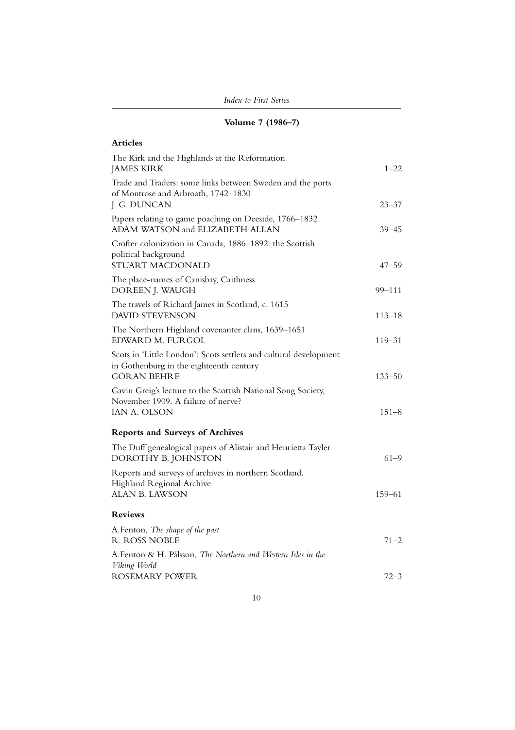## Volume 7 (1986–7)

### Articles

The Kirk and the Highlands at the Reformation
JAMES KIRK — 1–22

Trade and Traders: some links between Sweden and the ports of Montrose and Arbroath, 1742–1830
J. G. DUNCAN — 23–37

Papers relating to game poaching on Deeside, 1766–1832
ADAM WATSON and ELIZABETH ALLAN — 39–45

Crofter colonization in Canada, 1886–1892: the Scottish political background
STUART MACDONALD — 47–59

The place-names of Canisbay, Caithness
DOREEN J. WAUGH — 99–111

The travels of Richard James in Scotland, c. 1615
DAVID STEVENSON — 113–18

The Northern Highland covenanter clans, 1639–1651
EDWARD M. FURGOL — 119–31

Scots in 'Little London': Scots settlers and cultural development in Gothenburg in the eighteenth century
GÖRAN BEHRE — 133–50

Gavin Greig's lecture to the Scottish National Song Society, November 1909. A failure of nerve?
IAN A. OLSON — 151–8

### Reports and Surveys of Archives

The Duff genealogical papers of Alistair and Henrietta Tayler
DOROTHY B. JOHNSTON — 61–9

Reports and surveys of archives in northern Scotland. Highland Regional Archive
ALAN B. LAWSON — 159–61

### Reviews

A.Fenton, *The shape of the past*
R. ROSS NOBLE — 71–2

A.Fenton & H. Pálsson, *The Northern and Western Isles in the Viking World*
ROSEMARY POWER — 72–3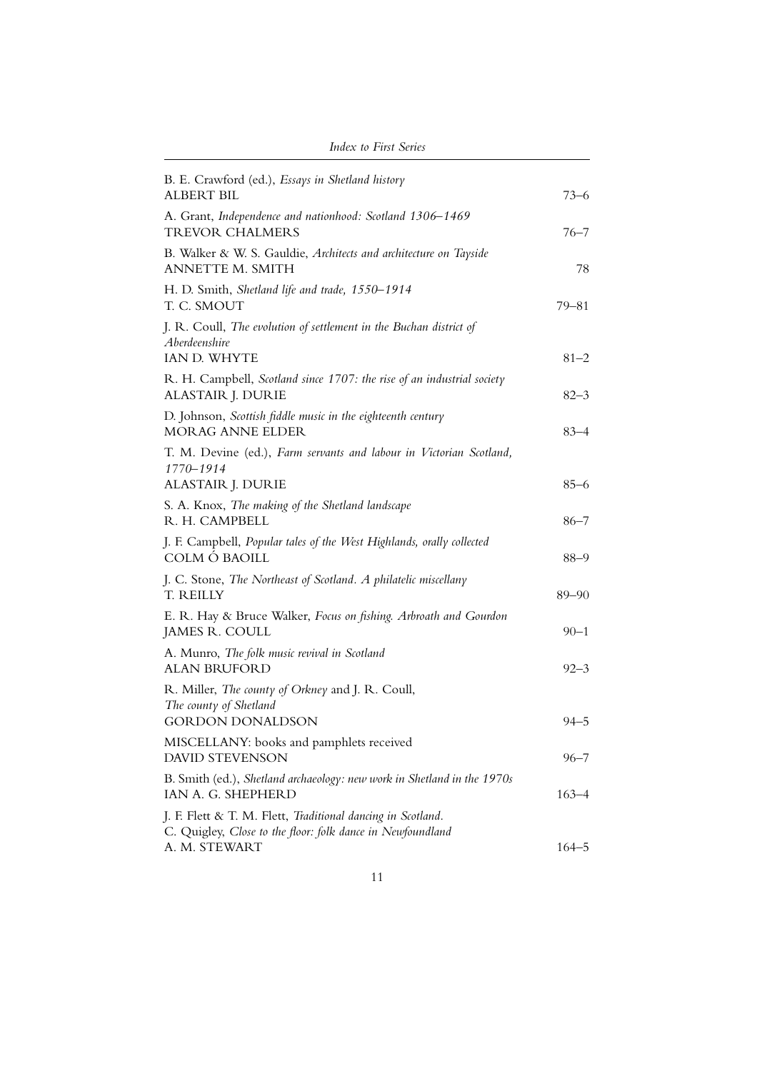B. E. Crawford (ed.), *Essays in Shetland history*
ALBERT BIL — 73–6

A. Grant, *Independence and nationhood: Scotland 1306–1469*
TREVOR CHALMERS — 76–7

B. Walker & W. S. Gauldie, *Architects and architecture on Tayside*
ANNETTE M. SMITH — 78

H. D. Smith, *Shetland life and trade, 1550–1914*
T. C. SMOUT — 79–81

J. R. Coull, *The evolution of settlement in the Buchan district of Aberdeenshire*
IAN D. WHYTE — 81–2

R. H. Campbell, *Scotland since 1707: the rise of an industrial society*
ALASTAIR J. DURIE — 82–3

D. Johnson, *Scottish fiddle music in the eighteenth century*
MORAG ANNE ELDER — 83–4

T. M. Devine (ed.), *Farm servants and labour in Victorian Scotland, 1770–1914*
ALASTAIR J. DURIE — 85–6

S. A. Knox, *The making of the Shetland landscape*
R. H. CAMPBELL — 86–7

J. F. Campbell, *Popular tales of the West Highlands, orally collected*
COLM Ó BAOILL — 88–9

J. C. Stone, *The Northeast of Scotland. A philatelic miscellany*
T. REILLY — 89–90

E. R. Hay & Bruce Walker, *Focus on fishing. Arbroath and Gourdon*
JAMES R. COULL — 90–1

A. Munro, *The folk music revival in Scotland*
ALAN BRUFORD — 92–3

R. Miller, *The county of Orkney* and J. R. Coull, *The county of Shetland*
GORDON DONALDSON — 94–5

MISCELLANY: books and pamphlets received
DAVID STEVENSON — 96–7

B. Smith (ed.), *Shetland archaeology: new work in Shetland in the 1970s*
IAN A. G. SHEPHERD — 163–4

J. F. Flett & T. M. Flett, *Traditional dancing in Scotland*.
C. Quigley, *Close to the floor: folk dance in Newfoundland*
A. M. STEWART — 164–5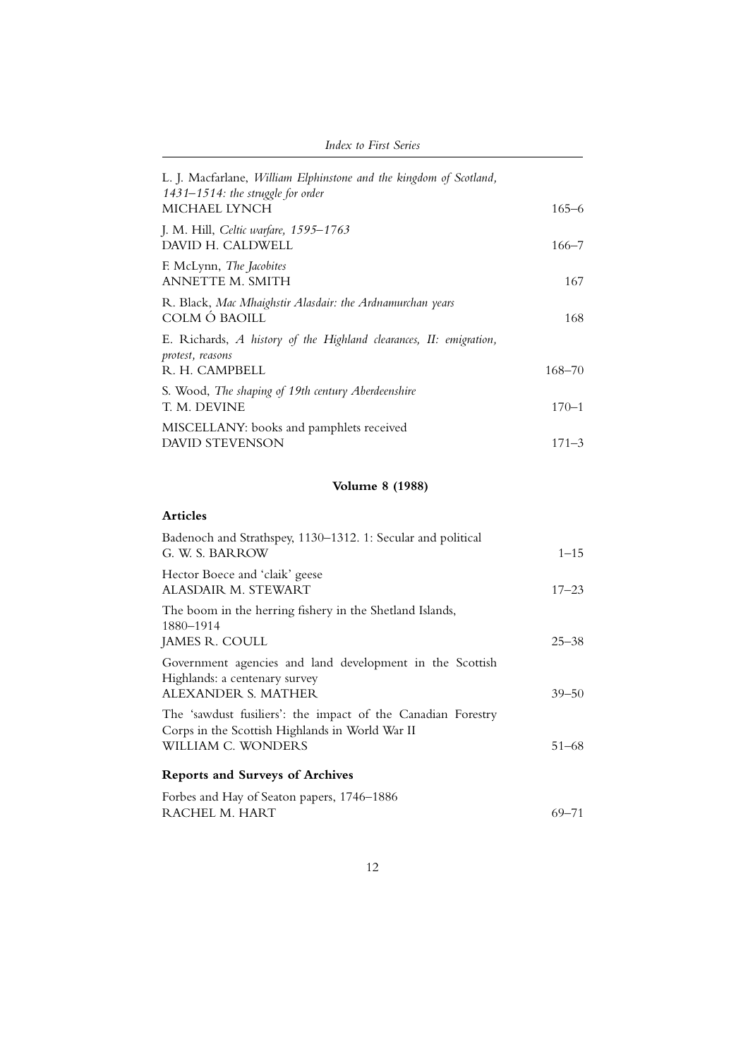L. J. Macfarlane, *William Elphinstone and the kingdom of Scotland, 1431–1514: the struggle for order*
MICHAEL LYNCH — 165–6

J. M. Hill, *Celtic warfare, 1595–1763*
DAVID H. CALDWELL — 166–7

F. McLynn, *The Jacobites*
ANNETTE M. SMITH — 167

R. Black, *Mac Mhaighstir Alasdair: the Ardnamurchan years*
COLM Ó BAOILL — 168

E. Richards, *A history of the Highland clearances, II: emigration, protest, reasons*
R. H. CAMPBELL — 168–70

S. Wood, *The shaping of 19th century Aberdeenshire*
T. M. DEVINE — 170–1

MISCELLANY: books and pamphlets received
DAVID STEVENSON — 171–3

## Volume 8 (1988)

### Articles

Badenoch and Strathspey, 1130–1312. 1: Secular and political
G. W. S. BARROW — 1–15

Hector Boece and 'claik' geese
ALASDAIR M. STEWART — 17–23

The boom in the herring fishery in the Shetland Islands, 1880–1914
JAMES R. COULL — 25–38

Government agencies and land development in the Scottish Highlands: a centenary survey
ALEXANDER S. MATHER — 39–50

The 'sawdust fusiliers': the impact of the Canadian Forestry Corps in the Scottish Highlands in World War II
WILLIAM C. WONDERS — 51–68

### Reports and Surveys of Archives

Forbes and Hay of Seaton papers, 1746–1886
RACHEL M. HART — 69–71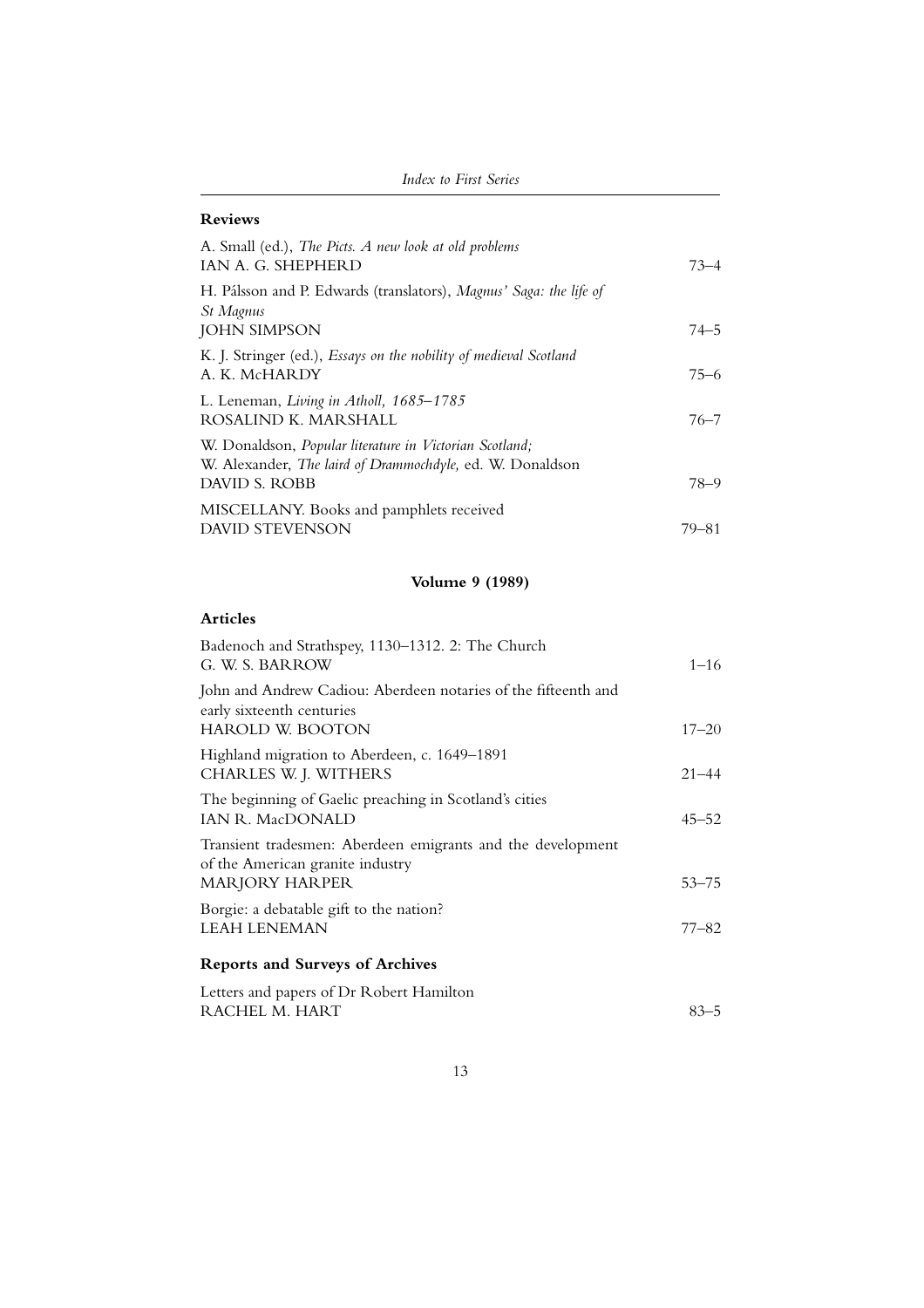## Reviews

A. Small (ed.), *The Picts. A new look at old problems*
IAN A. G. SHEPHERD — 73–4

H. Pálsson and P. Edwards (translators), *Magnus' Saga: the life of St Magnus*
JOHN SIMPSON — 74–5

K. J. Stringer (ed.), *Essays on the nobility of medieval Scotland*
A. K. McHARDY — 75–6

L. Leneman, *Living in Atholl, 1685–1785*
ROSALIND K. MARSHALL — 76–7

W. Donaldson, *Popular literature in Victorian Scotland;*
W. Alexander, *The laird of Drammochdyle,* ed. W. Donaldson
DAVID S. ROBB — 78–9

MISCELLANY. Books and pamphlets received
DAVID STEVENSON — 79–81

# Volume 9 (1989)

## Articles

Badenoch and Strathspey, 1130–1312. 2: The Church
G. W. S. BARROW — 1–16

John and Andrew Cadiou: Aberdeen notaries of the fifteenth and early sixteenth centuries
HAROLD W. BOOTON — 17–20

Highland migration to Aberdeen, c. 1649–1891
CHARLES W. J. WITHERS — 21–44

The beginning of Gaelic preaching in Scotland's cities
IAN R. MacDONALD — 45–52

Transient tradesmen: Aberdeen emigrants and the development of the American granite industry
MARJORY HARPER — 53–75

Borgie: a debatable gift to the nation?
LEAH LENEMAN — 77–82

## Reports and Surveys of Archives

Letters and papers of Dr Robert Hamilton
RACHEL M. HART — 83–5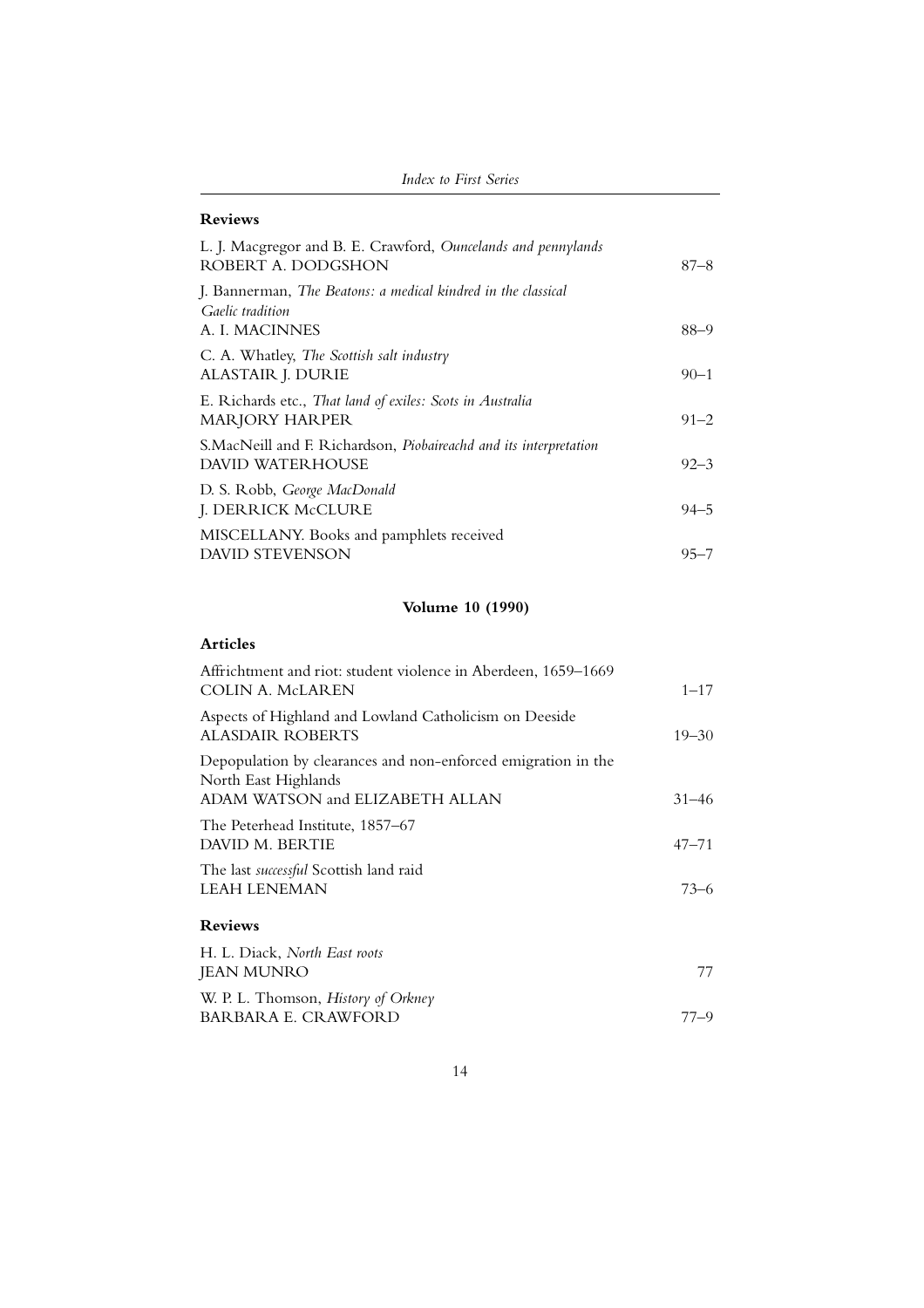## Reviews

L. J. Macgregor and B. E. Crawford, *Ouncelands and pennylands*
ROBERT A. DODGSHON — 87–8

J. Bannerman, *The Beatons: a medical kindred in the classical Gaelic tradition*
A. I. MACINNES — 88–9

C. A. Whatley, *The Scottish salt industry*
ALASTAIR J. DURIE — 90–1

E. Richards etc., *That land of exiles: Scots in Australia*
MARJORY HARPER — 91–2

S.MacNeill and F. Richardson, *Piobaireachd and its interpretation*
DAVID WATERHOUSE — 92–3

D. S. Robb, *George MacDonald*
J. DERRICK McCLURE — 94–5

MISCELLANY. Books and pamphlets received
DAVID STEVENSON — 95–7

### Volume 10 (1990)

## Articles

Affrichtment and riot: student violence in Aberdeen, 1659–1669
COLIN A. McLAREN — 1–17

Aspects of Highland and Lowland Catholicism on Deeside
ALASDAIR ROBERTS — 19–30

Depopulation by clearances and non-enforced emigration in the North East Highlands
ADAM WATSON and ELIZABETH ALLAN — 31–46

The Peterhead Institute, 1857–67
DAVID M. BERTIE — 47–71

The last *successful* Scottish land raid
LEAH LENEMAN — 73–6

## Reviews

H. L. Diack, *North East roots*
JEAN MUNRO — 77

W. P. L. Thomson, *History of Orkney*
BARBARA E. CRAWFORD — 77–9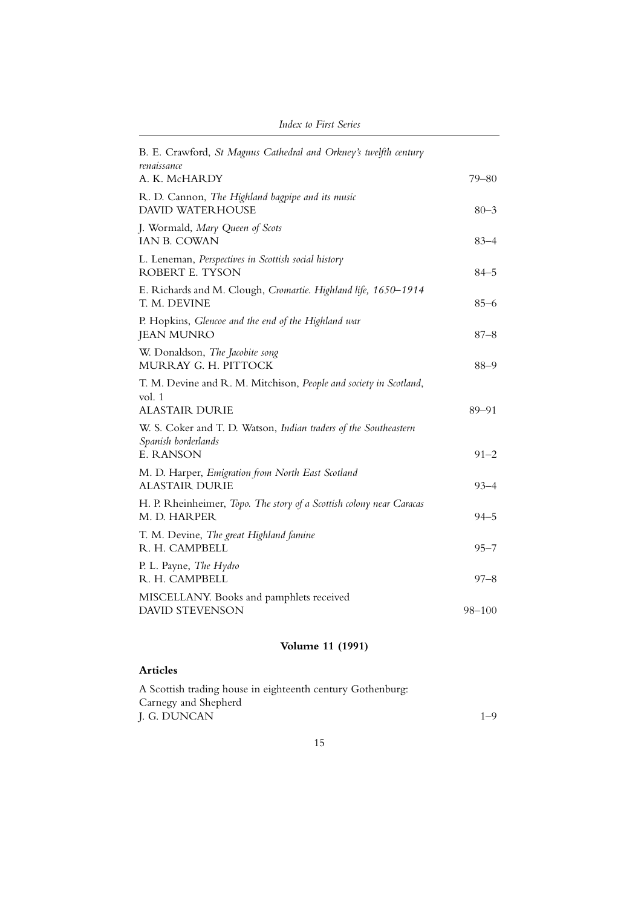B. E. Crawford, *St Magnus Cathedral and Orkney's twelfth century renaissance*
A. K. McHARDY 79–80

R. D. Cannon, *The Highland bagpipe and its music*
DAVID WATERHOUSE 80–3

J. Wormald, *Mary Queen of Scots*
IAN B. COWAN 83–4

L. Leneman, *Perspectives in Scottish social history*
ROBERT E. TYSON 84–5

E. Richards and M. Clough, *Cromartie. Highland life, 1650–1914*
T. M. DEVINE 85–6

P. Hopkins, *Glencoe and the end of the Highland war*
JEAN MUNRO 87–8

W. Donaldson, *The Jacobite song*
MURRAY G. H. PITTOCK 88–9

T. M. Devine and R. M. Mitchison, *People and society in Scotland*, vol. 1
ALASTAIR DURIE 89–91

W. S. Coker and T. D. Watson, *Indian traders of the Southeastern Spanish borderlands*
E. RANSON 91–2

M. D. Harper, *Emigration from North East Scotland*
ALASTAIR DURIE 93–4

H. P. Rheinheimer, *Topo. The story of a Scottish colony near Caracas*
M. D. HARPER 94–5

T. M. Devine, *The great Highland famine*
R. H. CAMPBELL 95–7

P. L. Payne, *The Hydro*
R. H. CAMPBELL 97–8

MISCELLANY. Books and pamphlets received
DAVID STEVENSON 98–100

## Volume 11 (1991)

### Articles

A Scottish trading house in eighteenth century Gothenburg: Carnegy and Shepherd
J. G. DUNCAN 1–9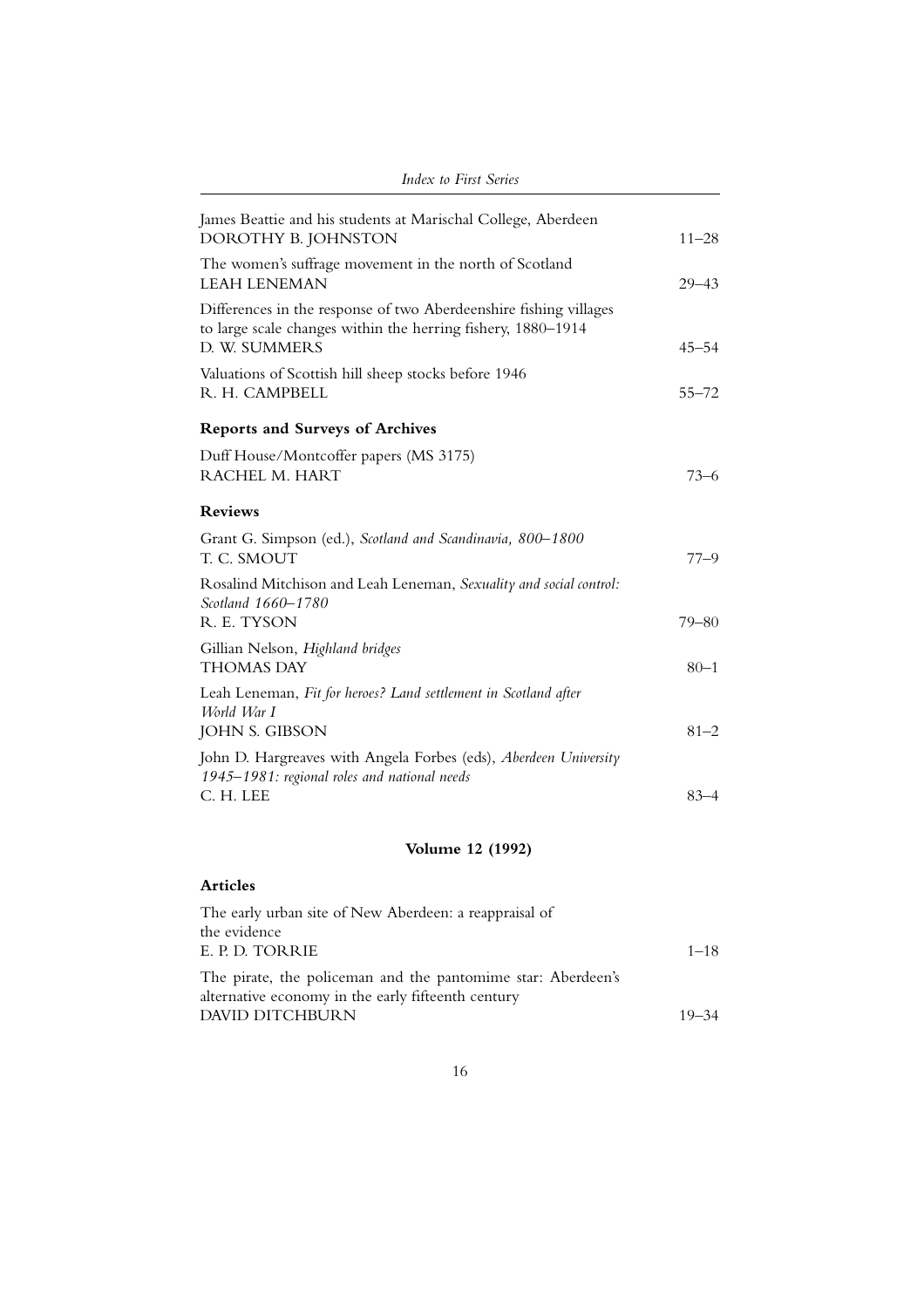James Beattie and his students at Marischal College, Aberdeen
DOROTHY B. JOHNSTON 11–28

The women's suffrage movement in the north of Scotland
LEAH LENEMAN 29–43

Differences in the response of two Aberdeenshire fishing villages to large scale changes within the herring fishery, 1880–1914
D. W. SUMMERS 45–54

Valuations of Scottish hill sheep stocks before 1946
R. H. CAMPBELL 55–72

**Reports and Surveys of Archives**

Duff House/Montcoffer papers (MS 3175)
RACHEL M. HART 73–6

**Reviews**

Grant G. Simpson (ed.), *Scotland and Scandinavia, 800–1800*
T. C. SMOUT 77–9

Rosalind Mitchison and Leah Leneman, *Sexuality and social control: Scotland 1660–1780*
R. E. TYSON 79–80

Gillian Nelson, *Highland bridges*
THOMAS DAY 80–1

Leah Leneman, *Fit for heroes? Land settlement in Scotland after World War I*
JOHN S. GIBSON 81–2

John D. Hargreaves with Angela Forbes (eds), *Aberdeen University 1945–1981: regional roles and national needs*
C. H. LEE 83–4

## Volume 12 (1992)

**Articles**

The early urban site of New Aberdeen: a reappraisal of the evidence
E. P. D. TORRIE 1–18

The pirate, the policeman and the pantomime star: Aberdeen's alternative economy in the early fifteenth century
DAVID DITCHBURN 19–34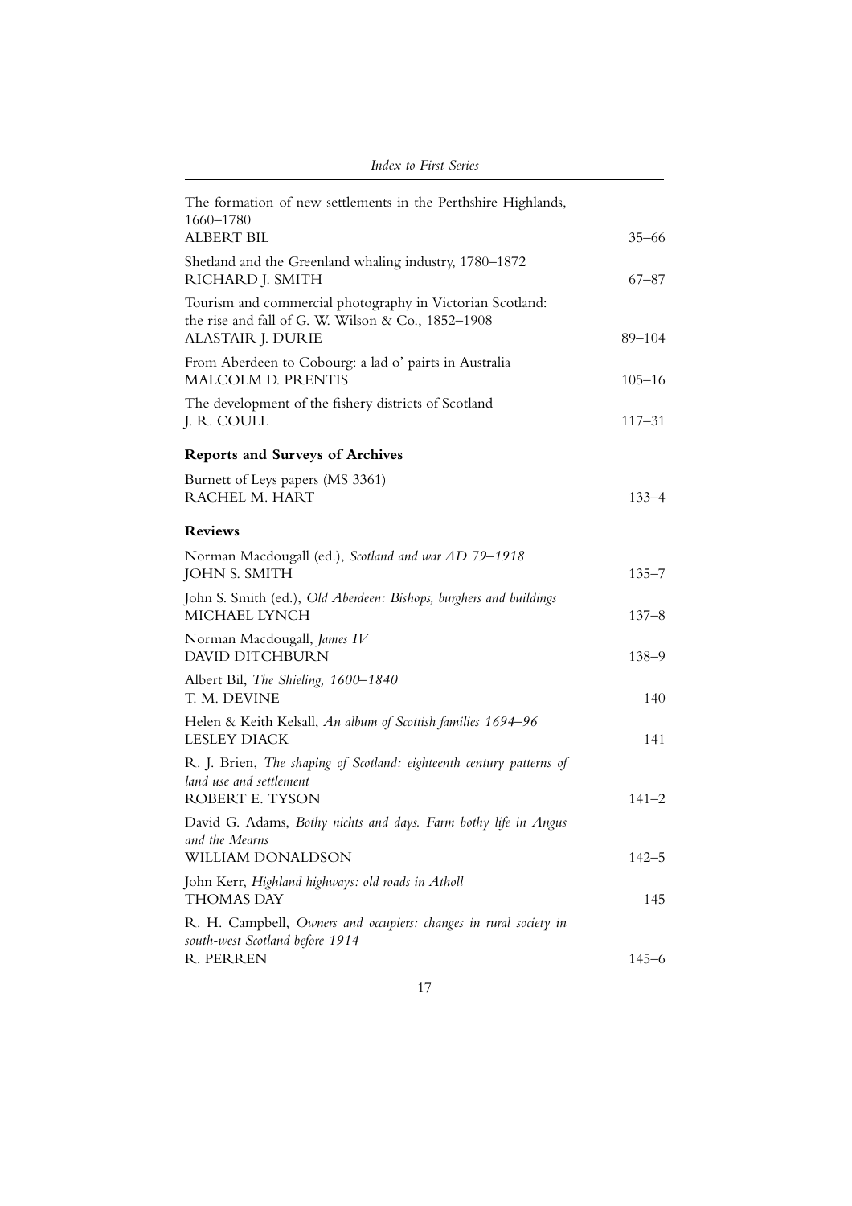The formation of new settlements in the Perthshire Highlands, 1660–1780
ALBERT BIL 35–66

Shetland and the Greenland whaling industry, 1780–1872
RICHARD J. SMITH 67–87

Tourism and commercial photography in Victorian Scotland: the rise and fall of G. W. Wilson & Co., 1852–1908
ALASTAIR J. DURIE 89–104

From Aberdeen to Cobourg: a lad o' pairts in Australia
MALCOLM D. PRENTIS 105–16

The development of the fishery districts of Scotland
J. R. COULL 117–31

### Reports and Surveys of Archives

Burnett of Leys papers (MS 3361)
RACHEL M. HART 133–4

### Reviews

Norman Macdougall (ed.), *Scotland and war AD 79–1918*
JOHN S. SMITH 135–7

John S. Smith (ed.), *Old Aberdeen: Bishops, burghers and buildings*
MICHAEL LYNCH 137–8

Norman Macdougall, *James IV*
DAVID DITCHBURN 138–9

Albert Bil, *The Shieling, 1600–1840*
T. M. DEVINE 140

Helen & Keith Kelsall, *An album of Scottish families 1694–96*
LESLEY DIACK 141

R. J. Brien, *The shaping of Scotland: eighteenth century patterns of land use and settlement*
ROBERT E. TYSON 141–2

David G. Adams, *Bothy nichts and days. Farm bothy life in Angus and the Mearns*
WILLIAM DONALDSON 142–5

John Kerr, *Highland highways: old roads in Atholl*
THOMAS DAY 145

R. H. Campbell, *Owners and occupiers: changes in rural society in south-west Scotland before 1914*
R. PERREN 145–6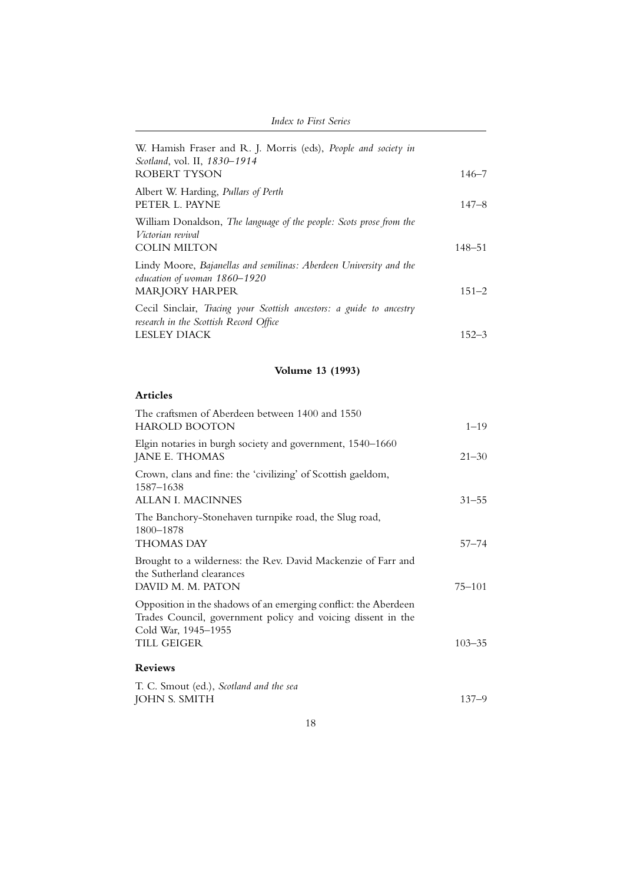W. Hamish Fraser and R. J. Morris (eds), *People and society in Scotland*, vol. II, *1830–1914*
ROBERT TYSON 146–7

Albert W. Harding, *Pullars of Perth*
PETER L. PAYNE 147–8

William Donaldson, *The language of the people: Scots prose from the Victorian revival*
COLIN MILTON 148–51

Lindy Moore, *Bajanellas and semilinas: Aberdeen University and the education of woman 1860–1920*
MARJORY HARPER 151–2

Cecil Sinclair, *Tracing your Scottish ancestors: a guide to ancestry research in the Scottish Record Office*
LESLEY DIACK 152–3

## Volume 13 (1993)

### Articles

The craftsmen of Aberdeen between 1400 and 1550
HAROLD BOOTON 1–19

Elgin notaries in burgh society and government, 1540–1660
JANE E. THOMAS 21–30

Crown, clans and fine: the 'civilizing' of Scottish gaeldom, 1587–1638
ALLAN I. MACINNES 31–55

The Banchory-Stonehaven turnpike road, the Slug road, 1800–1878
THOMAS DAY 57–74

Brought to a wilderness: the Rev. David Mackenzie of Farr and the Sutherland clearances
DAVID M. M. PATON 75–101

Opposition in the shadows of an emerging conflict: the Aberdeen Trades Council, government policy and voicing dissent in the Cold War, 1945–1955
TILL GEIGER 103–35

### Reviews

T. C. Smout (ed.), *Scotland and the sea*
JOHN S. SMITH 137–9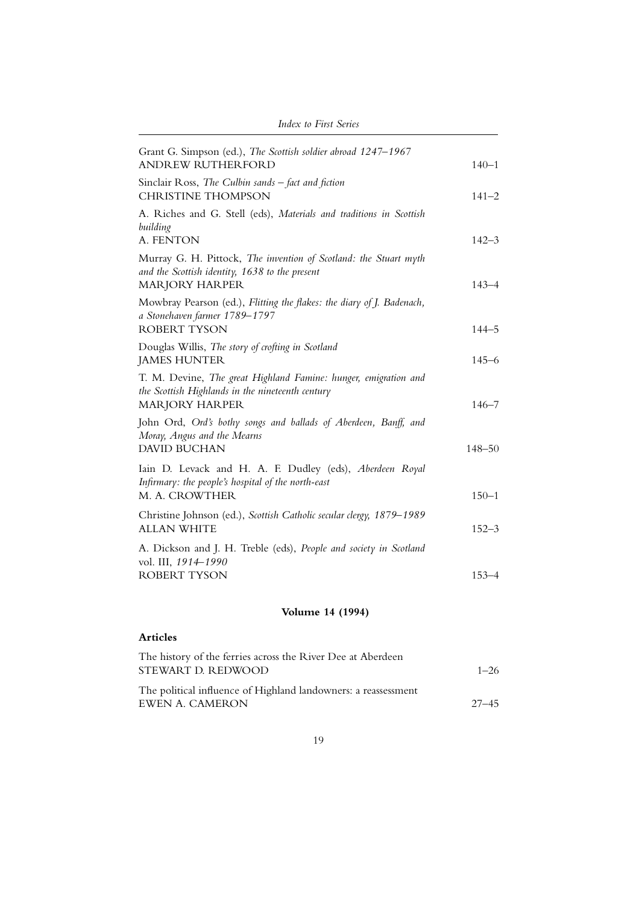Grant G. Simpson (ed.), *The Scottish soldier abroad 1247–1967*
ANDREW RUTHERFORD 140–1

Sinclair Ross, *The Culbin sands – fact and fiction*
CHRISTINE THOMPSON 141–2

A. Riches and G. Stell (eds), *Materials and traditions in Scottish building*
A. FENTON 142–3

Murray G. H. Pittock, *The invention of Scotland: the Stuart myth and the Scottish identity, 1638 to the present*
MARJORY HARPER 143–4

Mowbray Pearson (ed.), *Flitting the flakes: the diary of J. Badenach, a Stonehaven farmer 1789–1797*
ROBERT TYSON 144–5

Douglas Willis, *The story of crofting in Scotland*
JAMES HUNTER 145–6

T. M. Devine, *The great Highland Famine: hunger, emigration and the Scottish Highlands in the nineteenth century*
MARJORY HARPER 146–7

John Ord, *Ord's bothy songs and ballads of Aberdeen, Banff, and Moray, Angus and the Mearns*
DAVID BUCHAN 148–50

Iain D. Levack and H. A. F. Dudley (eds), *Aberdeen Royal Infirmary: the people's hospital of the north-east*
M. A. CROWTHER 150–1

Christine Johnson (ed.), *Scottish Catholic secular clergy, 1879–1989*
ALLAN WHITE 152–3

A. Dickson and J. H. Treble (eds), *People and society in Scotland* vol. III, *1914–1990*
ROBERT TYSON 153–4

## Volume 14 (1994)

### Articles

The history of the ferries across the River Dee at Aberdeen
STEWART D. REDWOOD 1–26

The political influence of Highland landowners: a reassessment
EWEN A. CAMERON 27–45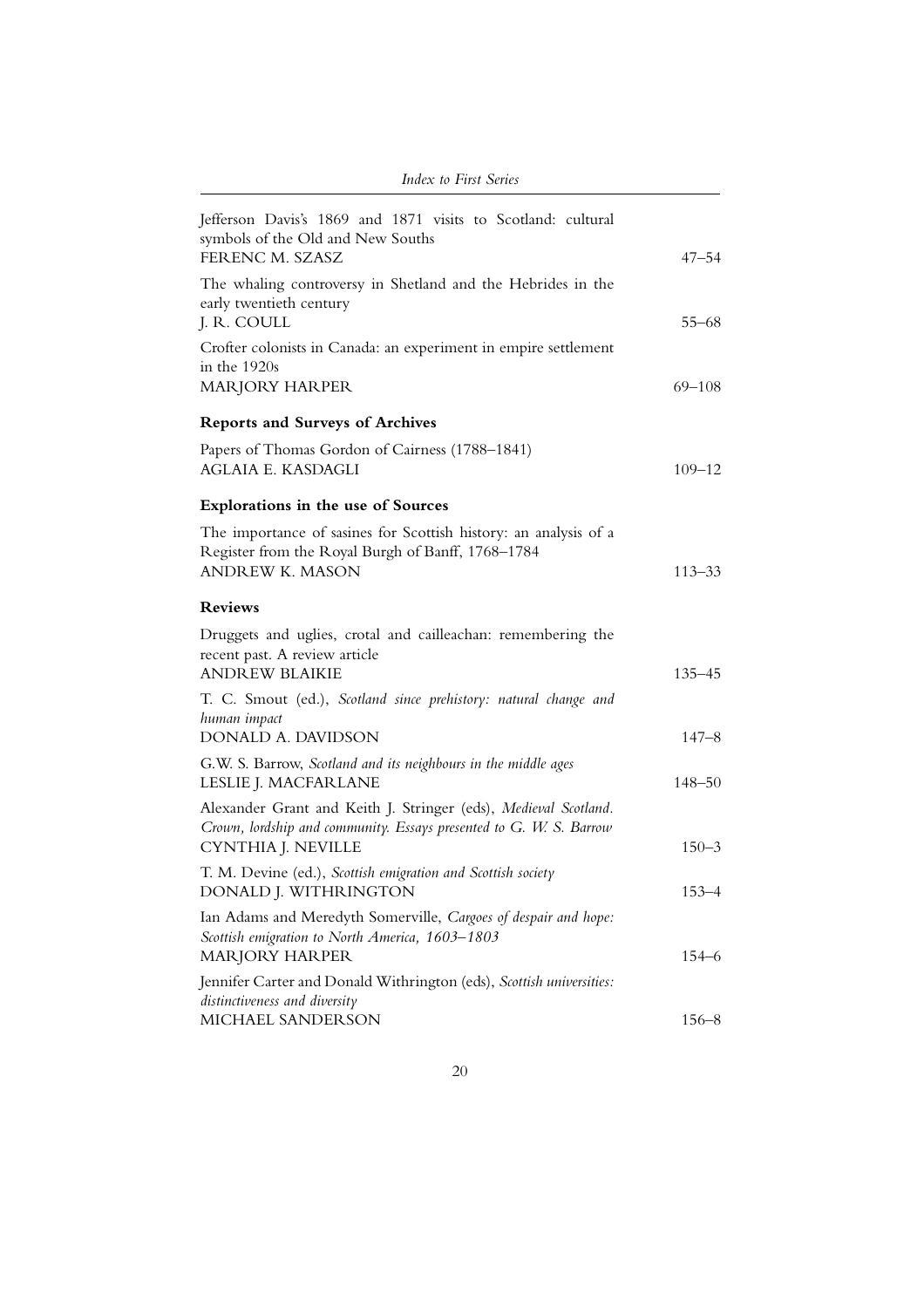Jefferson Davis's 1869 and 1871 visits to Scotland: cultural symbols of the Old and New Souths
FERENC M. SZASZ 47–54

The whaling controversy in Shetland and the Hebrides in the early twentieth century
J. R. COULL 55–68

Crofter colonists in Canada: an experiment in empire settlement in the 1920s
MARJORY HARPER 69–108

### Reports and Surveys of Archives

Papers of Thomas Gordon of Cairness (1788–1841)
AGLAIA E. KASDAGLI 109–12

### Explorations in the use of Sources

The importance of sasines for Scottish history: an analysis of a Register from the Royal Burgh of Banff, 1768–1784
ANDREW K. MASON 113–33

### Reviews

Druggets and uglies, crotal and cailleachan: remembering the recent past. A review article
ANDREW BLAIKIE 135–45

T. C. Smout (ed.), *Scotland since prehistory: natural change and human impact*
DONALD A. DAVIDSON 147–8

G.W. S. Barrow, *Scotland and its neighbours in the middle ages*
LESLIE J. MACFARLANE 148–50

Alexander Grant and Keith J. Stringer (eds), *Medieval Scotland. Crown, lordship and community. Essays presented to G. W. S. Barrow*
CYNTHIA J. NEVILLE 150–3

T. M. Devine (ed.), *Scottish emigration and Scottish society*
DONALD J. WITHRINGTON 153–4

Ian Adams and Meredyth Somerville, *Cargoes of despair and hope: Scottish emigration to North America, 1603–1803*
MARJORY HARPER 154–6

Jennifer Carter and Donald Withrington (eds), *Scottish universities: distinctiveness and diversity*
MICHAEL SANDERSON 156–8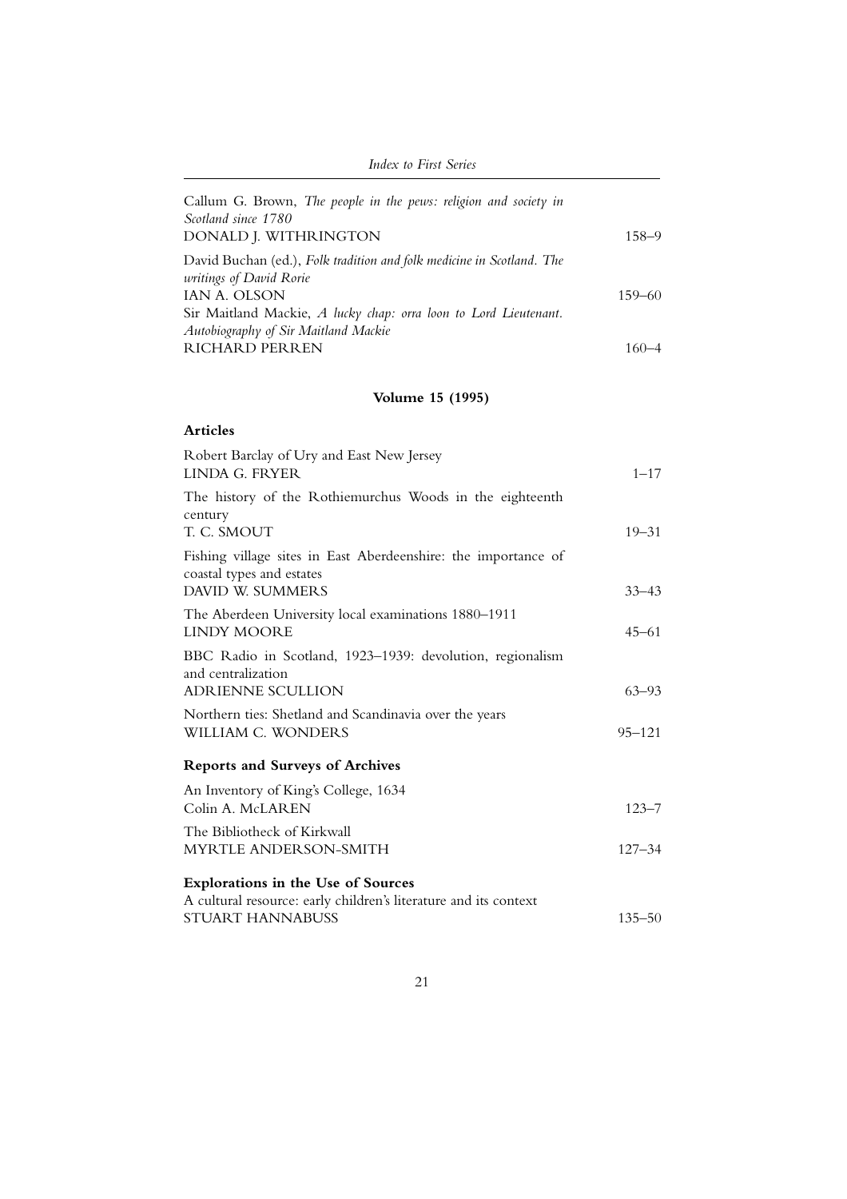Callum G. Brown, *The people in the pews: religion and society in Scotland since 1780*
DONALD J. WITHRINGTON 158–9

David Buchan (ed.), *Folk tradition and folk medicine in Scotland. The writings of David Rorie*
IAN A. OLSON 159–60

Sir Maitland Mackie, *A lucky chap: orra loon to Lord Lieutenant. Autobiography of Sir Maitland Mackie*
RICHARD PERREN 160–4

## Volume 15 (1995)

### Articles

Robert Barclay of Ury and East New Jersey
LINDA G. FRYER 1–17

The history of the Rothiemurchus Woods in the eighteenth century
T. C. SMOUT 19–31

Fishing village sites in East Aberdeenshire: the importance of coastal types and estates
DAVID W. SUMMERS 33–43

The Aberdeen University local examinations 1880–1911
LINDY MOORE 45–61

BBC Radio in Scotland, 1923–1939: devolution, regionalism and centralization
ADRIENNE SCULLION 63–93

Northern ties: Shetland and Scandinavia over the years
WILLIAM C. WONDERS 95–121

### Reports and Surveys of Archives

An Inventory of King's College, 1634
Colin A. McLAREN 123–7

The Bibliotheck of Kirkwall
MYRTLE ANDERSON-SMITH 127–34

### Explorations in the Use of Sources

A cultural resource: early children's literature and its context
STUART HANNABUSS 135–50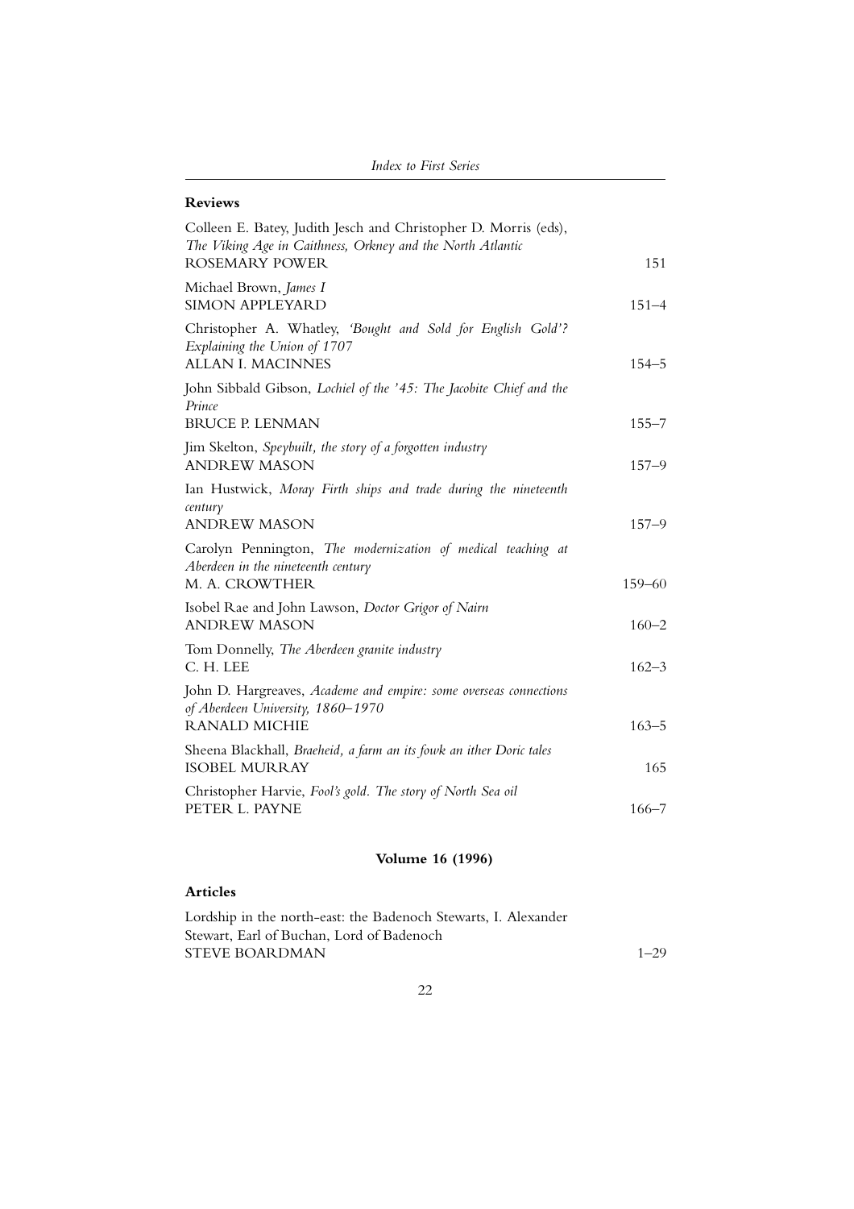### Reviews

Colleen E. Batey, Judith Jesch and Christopher D. Morris (eds), *The Viking Age in Caithness, Orkney and the North Atlantic*
ROSEMARY POWER 151

Michael Brown, *James I*
SIMON APPLEYARD 151–4

Christopher A. Whatley, *'Bought and Sold for English Gold'? Explaining the Union of 1707*
ALLAN I. MACINNES 154–5

John Sibbald Gibson, *Lochiel of the '45: The Jacobite Chief and the Prince*
BRUCE P. LENMAN 155–7

Jim Skelton, *Speybuilt, the story of a forgotten industry*
ANDREW MASON 157–9

Ian Hustwick, *Moray Firth ships and trade during the nineteenth century*
ANDREW MASON 157–9

Carolyn Pennington, *The modernization of medical teaching at Aberdeen in the nineteenth century*
M. A. CROWTHER 159–60

Isobel Rae and John Lawson, *Doctor Grigor of Nairn*
ANDREW MASON 160–2

Tom Donnelly, *The Aberdeen granite industry*
C. H. LEE 162–3

John D. Hargreaves, *Academe and empire: some overseas connections of Aberdeen University, 1860–1970*
RANALD MICHIE 163–5

Sheena Blackhall, *Braeheid, a farm an its fowk an ither Doric tales*
ISOBEL MURRAY 165

Christopher Harvie, *Fool's gold. The story of North Sea oil*
PETER L. PAYNE 166–7

## Volume 16 (1996)

### Articles

Lordship in the north-east: the Badenoch Stewarts, I. Alexander Stewart, Earl of Buchan, Lord of Badenoch
STEVE BOARDMAN 1–29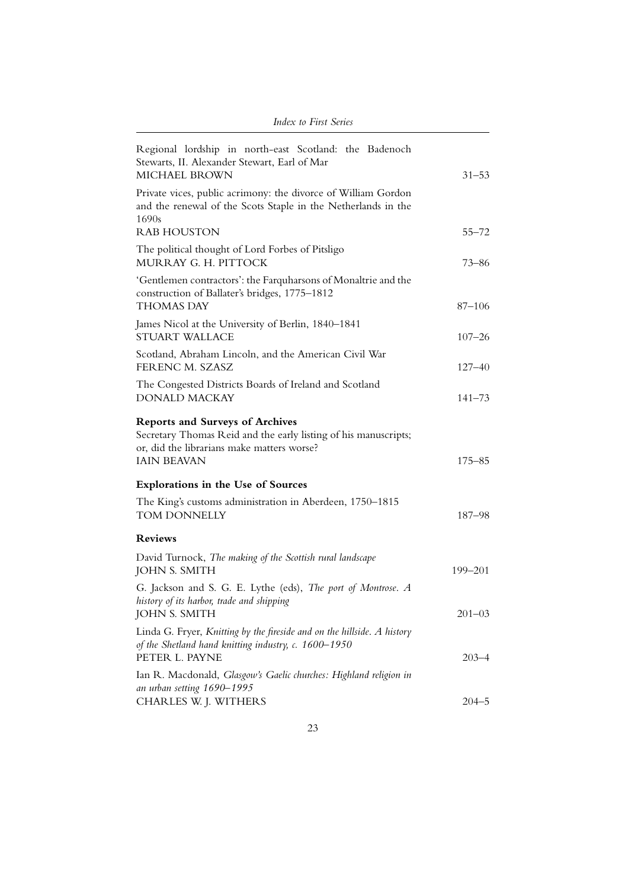Regional lordship in north-east Scotland: the Badenoch Stewarts, II. Alexander Stewart, Earl of Mar
MICHAEL BROWN 31–53

Private vices, public acrimony: the divorce of William Gordon and the renewal of the Scots Staple in the Netherlands in the 1690s
RAB HOUSTON 55–72

The political thought of Lord Forbes of Pitsligo
MURRAY G. H. PITTOCK 73–86

'Gentlemen contractors': the Farquharsons of Monaltrie and the construction of Ballater's bridges, 1775–1812
THOMAS DAY 87–106

James Nicol at the University of Berlin, 1840–1841
STUART WALLACE 107–26

Scotland, Abraham Lincoln, and the American Civil War
FERENC M. SZASZ 127–40

The Congested Districts Boards of Ireland and Scotland
DONALD MACKAY 141–73

**Reports and Surveys of Archives**

Secretary Thomas Reid and the early listing of his manuscripts; or, did the librarians make matters worse?
IAIN BEAVAN 175–85

**Explorations in the Use of Sources**

The King's customs administration in Aberdeen, 1750–1815
TOM DONNELLY 187–98

**Reviews**

David Turnock, *The making of the Scottish rural landscape*
JOHN S. SMITH 199–201

G. Jackson and S. G. E. Lythe (eds), *The port of Montrose. A history of its harbor, trade and shipping*
JOHN S. SMITH 201–03

Linda G. Fryer, *Knitting by the fireside and on the hillside. A history of the Shetland hand knitting industry, c. 1600–1950*
PETER L. PAYNE 203–4

Ian R. Macdonald, *Glasgow's Gaelic churches: Highland religion in an urban setting 1690–1995*
CHARLES W. J. WITHERS 204–5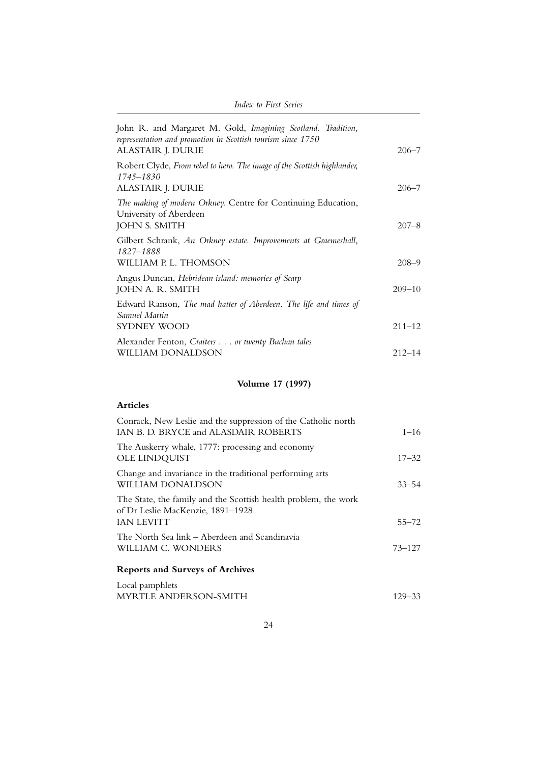John R. and Margaret M. Gold, *Imagining Scotland. Tradition, representation and promotion in Scottish tourism since 1750*
ALASTAIR J. DURIE 206–7

Robert Clyde, *From rebel to hero. The image of the Scottish highlander, 1745–1830*
ALASTAIR J. DURIE 206–7

*The making of modern Orkney.* Centre for Continuing Education, University of Aberdeen
JOHN S. SMITH 207–8

Gilbert Schrank, *An Orkney estate. Improvements at Graemeshall, 1827–1888*
WILLIAM P. L. THOMSON 208–9

Angus Duncan, *Hebridean island: memories of Scarp*
JOHN A. R. SMITH 209–10

Edward Ranson, *The mad hatter of Aberdeen. The life and times of Samuel Martin*
SYDNEY WOOD 211–12

Alexander Fenton, *Craiters . . . or twenty Buchan tales*
WILLIAM DONALDSON 212–14

## Volume 17 (1997)

### Articles

Conrack, New Leslie and the suppression of the Catholic north
IAN B. D. BRYCE and ALASDAIR ROBERTS 1–16

The Auskerry whale, 1777: processing and economy
OLE LINDQUIST 17–32

Change and invariance in the traditional performing arts
WILLIAM DONALDSON 33–54

The State, the family and the Scottish health problem, the work of Dr Leslie MacKenzie, 1891–1928
IAN LEVITT 55–72

The North Sea link – Aberdeen and Scandinavia
WILLIAM C. WONDERS 73–127

### Reports and Surveys of Archives

Local pamphlets
MYRTLE ANDERSON-SMITH 129–33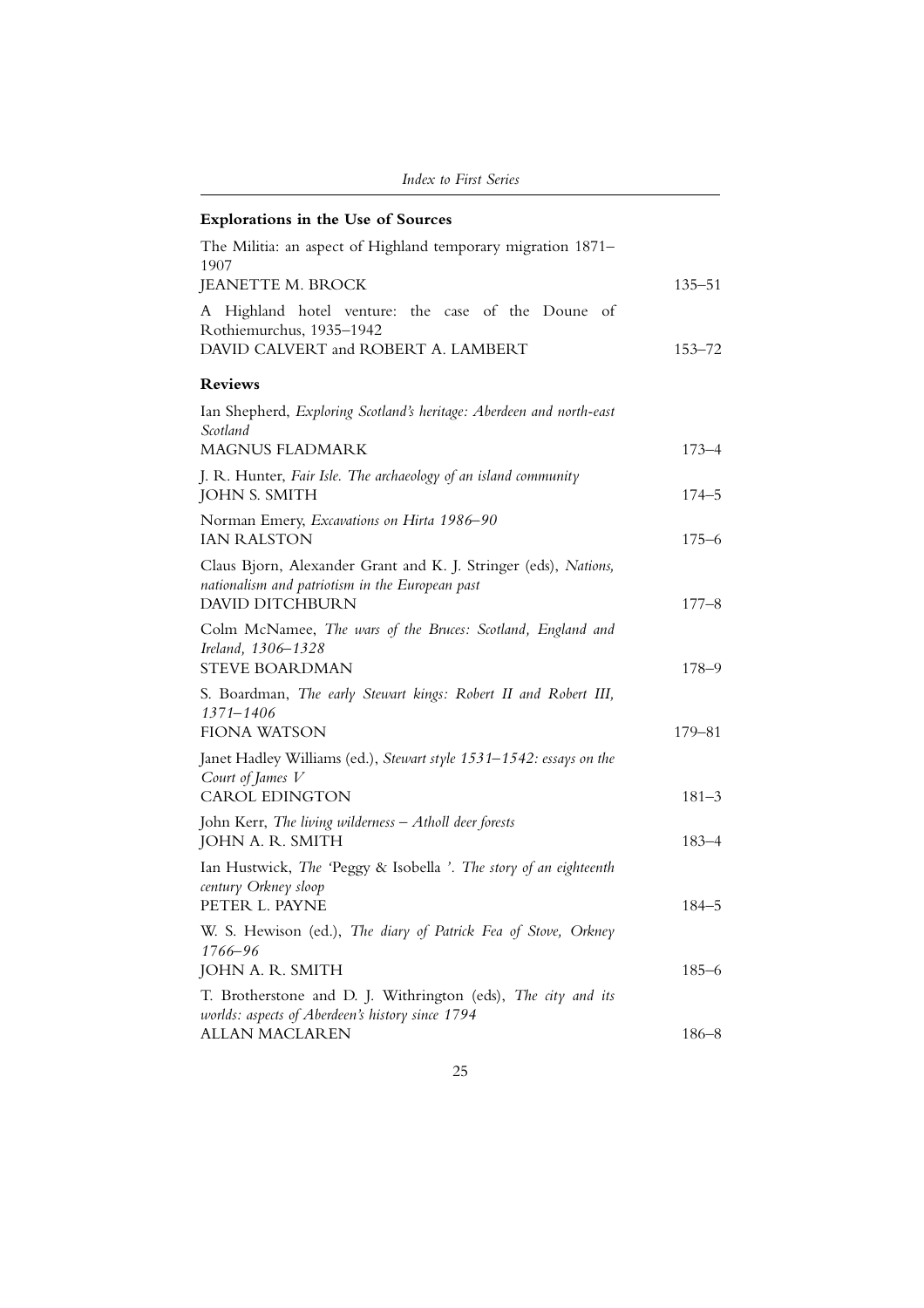**Explorations in the Use of Sources**

The Militia: an aspect of Highland temporary migration 1871–1907
JEANETTE M. BROCK 135–51

A Highland hotel venture: the case of the Doune of Rothiemurchus, 1935–1942
DAVID CALVERT and ROBERT A. LAMBERT 153–72

**Reviews**

Ian Shepherd, *Exploring Scotland's heritage: Aberdeen and north-east Scotland*
MAGNUS FLADMARK 173–4

J. R. Hunter, *Fair Isle. The archaeology of an island community*
JOHN S. SMITH 174–5

Norman Emery, *Excavations on Hirta 1986–90*
IAN RALSTON 175–6

Claus Bjorn, Alexander Grant and K. J. Stringer (eds), *Nations, nationalism and patriotism in the European past*
DAVID DITCHBURN 177–8

Colm McNamee, *The wars of the Bruces: Scotland, England and Ireland, 1306–1328*
STEVE BOARDMAN 178–9

S. Boardman, *The early Stewart kings: Robert II and Robert III, 1371–1406*
FIONA WATSON 179–81

Janet Hadley Williams (ed.), *Stewart style 1531–1542: essays on the Court of James V*
CAROL EDINGTON 181–3

John Kerr, *The living wilderness – Atholl deer forests*
JOHN A. R. SMITH 183–4

Ian Hustwick, *The 'Peggy & Isobella '. The story of an eighteenth century Orkney sloop*
PETER L. PAYNE 184–5

W. S. Hewison (ed.), *The diary of Patrick Fea of Stove, Orkney 1766–96*
JOHN A. R. SMITH 185–6

T. Brotherstone and D. J. Withrington (eds), *The city and its worlds: aspects of Aberdeen's history since 1794*
ALLAN MACLAREN 186–8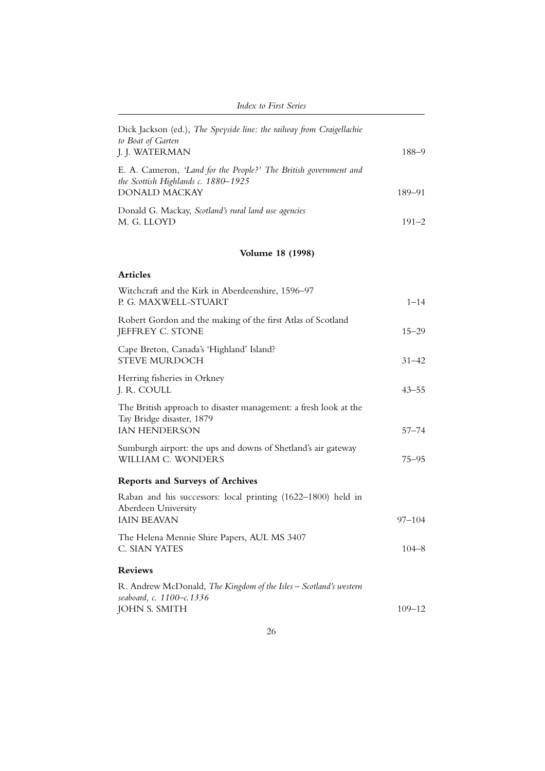Dick Jackson (ed.), *The Speyside line: the railway from Craigellachie to Boat of Garten*
J. J. WATERMAN 188–9

E. A. Cameron, *'Land for the People?' The British government and the Scottish Highlands c. 1880–1925*
DONALD MACKAY 189–91

Donald G. Mackay, *Scotland's rural land use agencies*
M. G. LLOYD 191–2

## Volume 18 (1998)

### Articles

Witchcraft and the Kirk in Aberdeenshire, 1596–97
P. G. MAXWELL-STUART 1–14

Robert Gordon and the making of the first Atlas of Scotland
JEFFREY C. STONE 15–29

Cape Breton, Canada's 'Highland' Island?
STEVE MURDOCH 31–42

Herring fisheries in Orkney
J. R. COULL 43–55

The British approach to disaster management: a fresh look at the Tay Bridge disaster, 1879
IAN HENDERSON 57–74

Sumburgh airport: the ups and downs of Shetland's air gateway
WILLIAM C. WONDERS 75–95

### Reports and Surveys of Archives

Raban and his successors: local printing (1622–1800) held in Aberdeen University
IAIN BEAVAN 97–104

The Helena Mennie Shire Papers, AUL MS 3407
C. SIAN YATES 104–8

### Reviews

R. Andrew McDonald, *The Kingdom of the Isles – Scotland's western seaboard, c. 1100–c.1336*
JOHN S. SMITH 109–12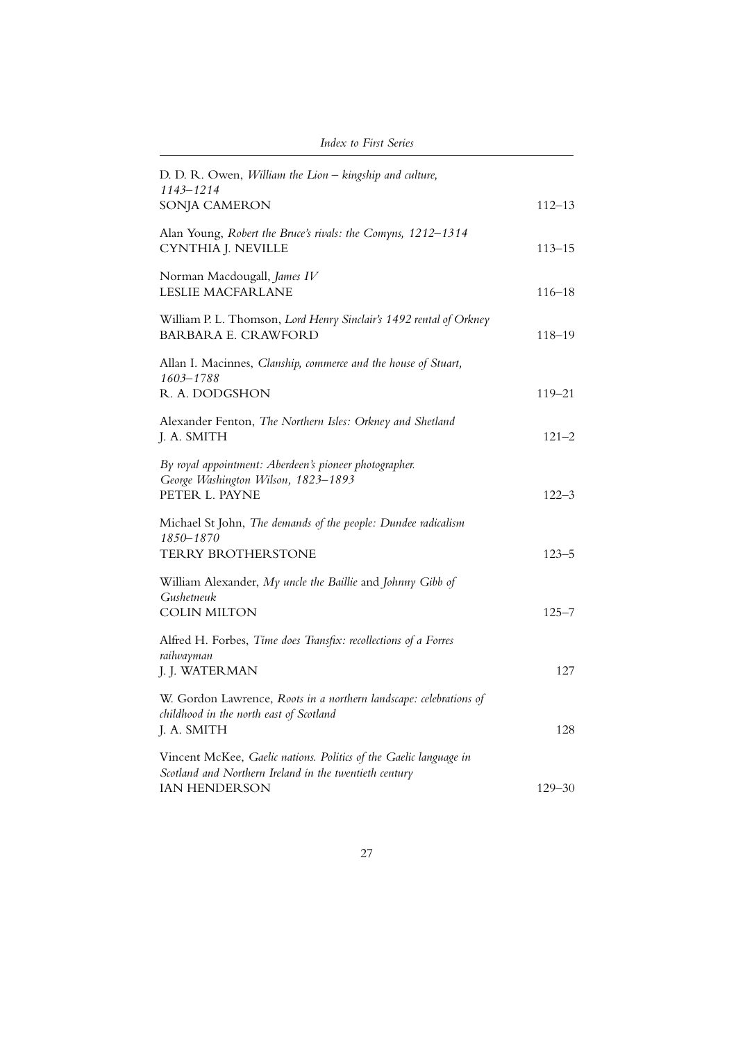D. D. R. Owen, *William the Lion – kingship and culture, 1143–1214*
SONJA CAMERON 112–13

Alan Young, *Robert the Bruce's rivals: the Comyns, 1212–1314*
CYNTHIA J. NEVILLE 113–15

Norman Macdougall, *James IV*
LESLIE MACFARLANE 116–18

William P. L. Thomson, *Lord Henry Sinclair's 1492 rental of Orkney*
BARBARA E. CRAWFORD 118–19

Allan I. Macinnes, *Clanship, commerce and the house of Stuart, 1603–1788*
R. A. DODGSHON 119–21

Alexander Fenton, *The Northern Isles: Orkney and Shetland*
J. A. SMITH 121–2

*By royal appointment: Aberdeen's pioneer photographer. George Washington Wilson, 1823–1893*
PETER L. PAYNE 122–3

Michael St John, *The demands of the people: Dundee radicalism 1850–1870*
TERRY BROTHERSTONE 123–5

William Alexander, *My uncle the Baillie* and *Johnny Gibb of Gushetneuk*
COLIN MILTON 125–7

Alfred H. Forbes, *Time does Transfix: recollections of a Forres railwayman*
J. J. WATERMAN 127

W. Gordon Lawrence, *Roots in a northern landscape: celebrations of childhood in the north east of Scotland*
J. A. SMITH 128

Vincent McKee, *Gaelic nations. Politics of the Gaelic language in Scotland and Northern Ireland in the twentieth century*
IAN HENDERSON 129–30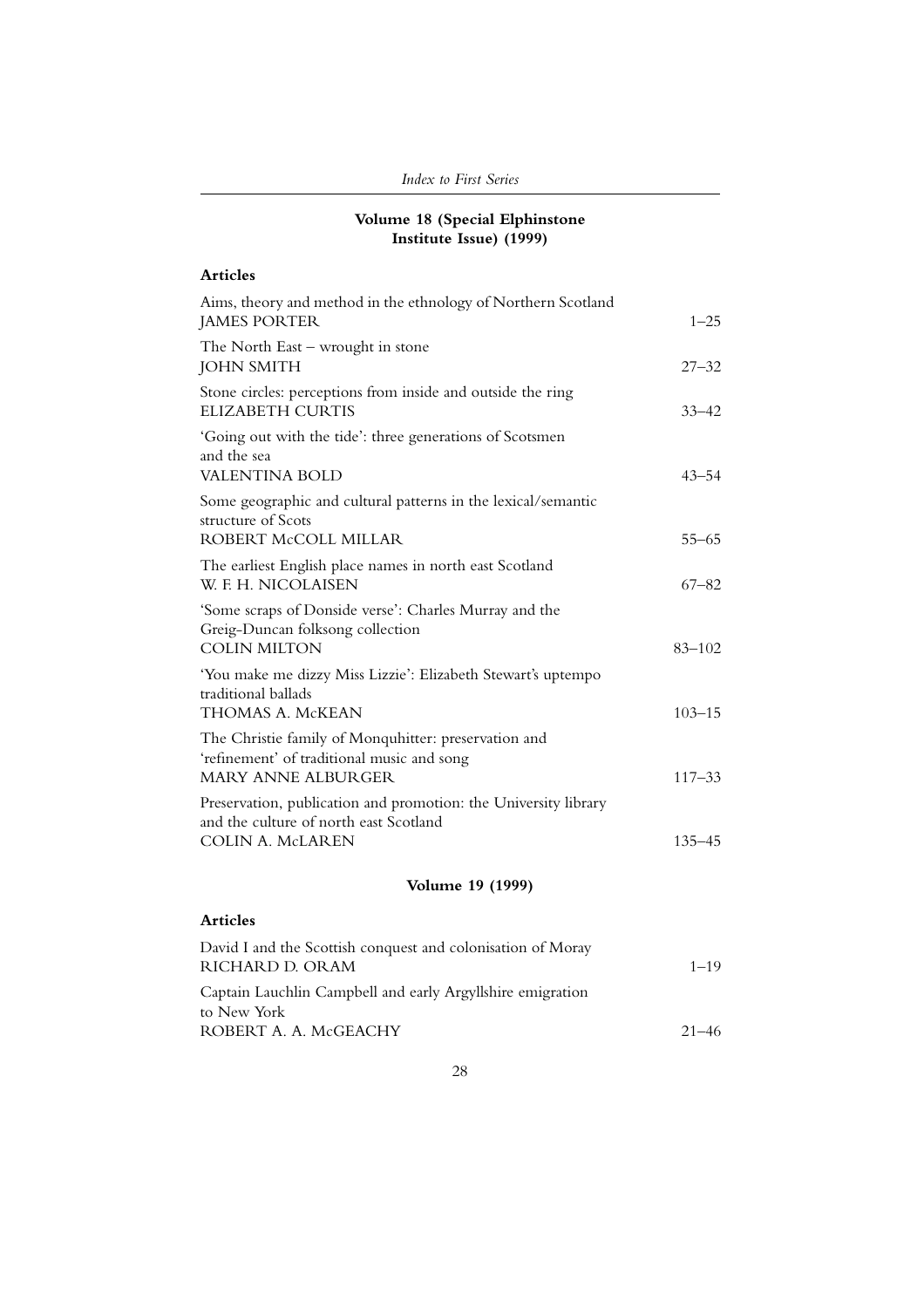## Volume 18 (Special Elphinstone Institute Issue) (1999)

### Articles

| | |
|---|---|
| Aims, theory and method in the ethnology of Northern Scotland<br>JAMES PORTER | 1–25 |
| The North East – wrought in stone<br>JOHN SMITH | 27–32 |
| Stone circles: perceptions from inside and outside the ring<br>ELIZABETH CURTIS | 33–42 |
| 'Going out with the tide': three generations of Scotsmen and the sea<br>VALENTINA BOLD | 43–54 |
| Some geographic and cultural patterns in the lexical/semantic structure of Scots<br>ROBERT McCOLL MILLAR | 55–65 |
| The earliest English place names in north east Scotland<br>W. F. H. NICOLAISEN | 67–82 |
| 'Some scraps of Donside verse': Charles Murray and the Greig-Duncan folksong collection<br>COLIN MILTON | 83–102 |
| 'You make me dizzy Miss Lizzie': Elizabeth Stewart's uptempo traditional ballads<br>THOMAS A. McKEAN | 103–15 |
| The Christie family of Monquhitter: preservation and 'refinement' of traditional music and song<br>MARY ANNE ALBURGER | 117–33 |
| Preservation, publication and promotion: the University library and the culture of north east Scotland<br>COLIN A. McLAREN | 135–45 |

## Volume 19 (1999)

### Articles

| | |
|---|---|
| David I and the Scottish conquest and colonisation of Moray<br>RICHARD D. ORAM | 1–19 |
| Captain Lauchlin Campbell and early Argyllshire emigration to New York<br>ROBERT A. A. McGEACHY | 21–46 |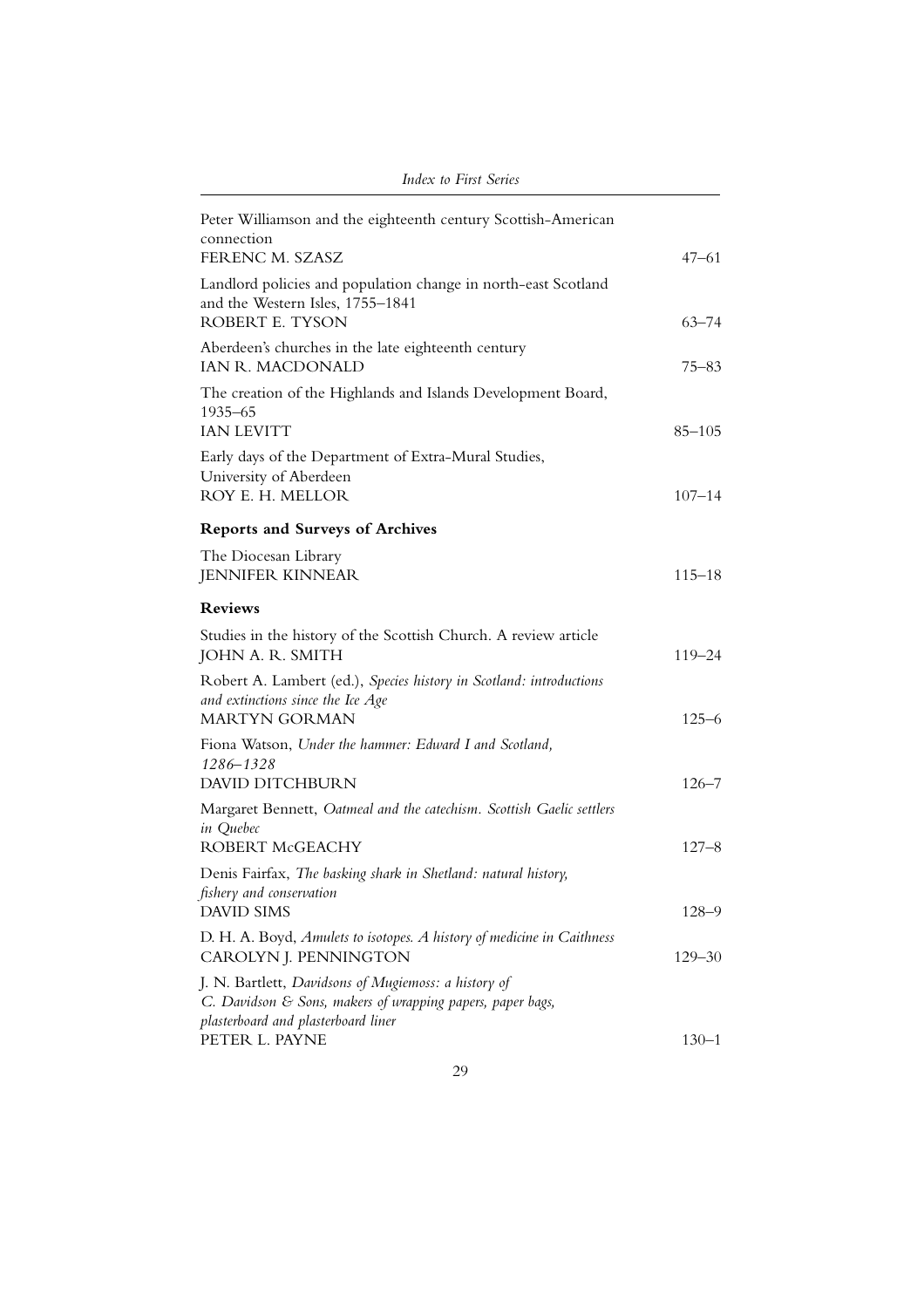Peter Williamson and the eighteenth century Scottish-American connection
FERENC M. SZASZ 47–61

Landlord policies and population change in north-east Scotland and the Western Isles, 1755–1841
ROBERT E. TYSON 63–74

Aberdeen's churches in the late eighteenth century
IAN R. MACDONALD 75–83

The creation of the Highlands and Islands Development Board, 1935–65
IAN LEVITT 85–105

Early days of the Department of Extra-Mural Studies, University of Aberdeen
ROY E. H. MELLOR 107–14

**Reports and Surveys of Archives**

The Diocesan Library
JENNIFER KINNEAR 115–18

**Reviews**

Studies in the history of the Scottish Church. A review article
JOHN A. R. SMITH 119–24

Robert A. Lambert (ed.), *Species history in Scotland: introductions and extinctions since the Ice Age*
MARTYN GORMAN 125–6

Fiona Watson, *Under the hammer: Edward I and Scotland, 1286–1328*
DAVID DITCHBURN 126–7

Margaret Bennett, *Oatmeal and the catechism. Scottish Gaelic settlers in Quebec*
ROBERT McGEACHY 127–8

Denis Fairfax, *The basking shark in Shetland: natural history, fishery and conservation*
DAVID SIMS 128–9

D. H. A. Boyd, *Amulets to isotopes. A history of medicine in Caithness*
CAROLYN J. PENNINGTON 129–30

J. N. Bartlett, *Davidsons of Mugiemoss: a history of C. Davidson & Sons, makers of wrapping papers, paper bags, plasterboard and plasterboard liner*
PETER L. PAYNE 130–1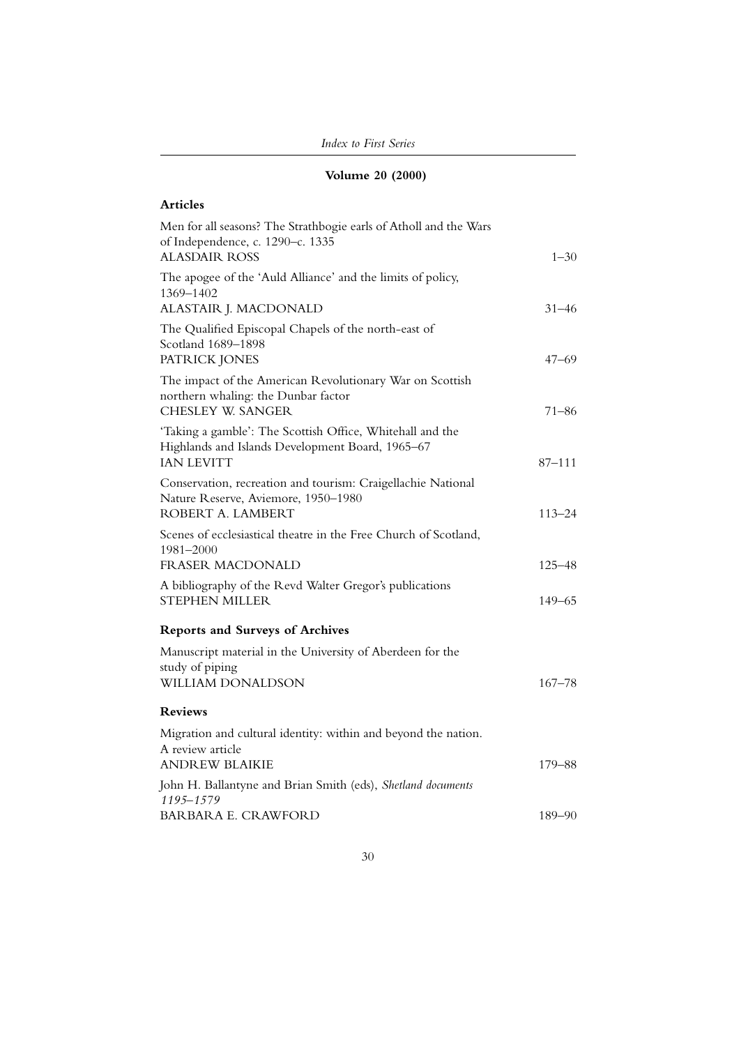## Volume 20 (2000)

### Articles

Men for all seasons? The Strathbogie earls of Atholl and the Wars of Independence, c. 1290–c. 1335
ALASDAIR ROSS — 1–30

The apogee of the 'Auld Alliance' and the limits of policy, 1369–1402
ALASTAIR J. MACDONALD — 31–46

The Qualified Episcopal Chapels of the north-east of Scotland 1689–1898
PATRICK JONES — 47–69

The impact of the American Revolutionary War on Scottish northern whaling: the Dunbar factor
CHESLEY W. SANGER — 71–86

'Taking a gamble': The Scottish Office, Whitehall and the Highlands and Islands Development Board, 1965–67
IAN LEVITT — 87–111

Conservation, recreation and tourism: Craigellachie National Nature Reserve, Aviemore, 1950–1980
ROBERT A. LAMBERT — 113–24

Scenes of ecclesiastical theatre in the Free Church of Scotland, 1981–2000
FRASER MACDONALD — 125–48

A bibliography of the Revd Walter Gregor's publications
STEPHEN MILLER — 149–65

### Reports and Surveys of Archives

Manuscript material in the University of Aberdeen for the study of piping
WILLIAM DONALDSON — 167–78

### Reviews

Migration and cultural identity: within and beyond the nation. A review article
ANDREW BLAIKIE — 179–88

John H. Ballantyne and Brian Smith (eds), *Shetland documents 1195–1579*
BARBARA E. CRAWFORD — 189–90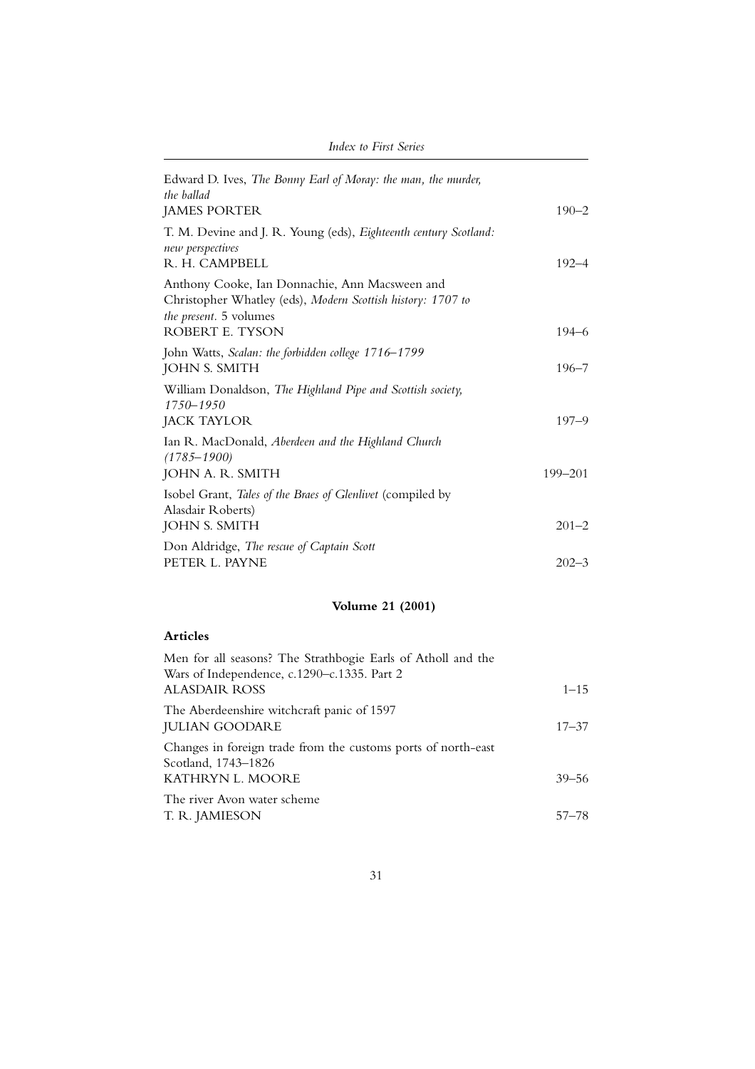Edward D. Ives, *The Bonny Earl of Moray: the man, the murder, the ballad*
JAMES PORTER — 190–2

T. M. Devine and J. R. Young (eds), *Eighteenth century Scotland: new perspectives*
R. H. CAMPBELL — 192–4

Anthony Cooke, Ian Donnachie, Ann Macsween and Christopher Whatley (eds), *Modern Scottish history: 1707 to the present*. 5 volumes
ROBERT E. TYSON — 194–6

John Watts, *Scalan: the forbidden college 1716–1799*
JOHN S. SMITH — 196–7

William Donaldson, *The Highland Pipe and Scottish society, 1750–1950*
JACK TAYLOR — 197–9

Ian R. MacDonald, *Aberdeen and the Highland Church (1785–1900)*
JOHN A. R. SMITH — 199–201

Isobel Grant, *Tales of the Braes of Glenlivet* (compiled by Alasdair Roberts)
JOHN S. SMITH — 201–2

Don Aldridge, *The rescue of Captain Scott*
PETER L. PAYNE — 202–3

## Volume 21 (2001)

### Articles

Men for all seasons? The Strathbogie Earls of Atholl and the Wars of Independence, c.1290–c.1335. Part 2
ALASDAIR ROSS — 1–15

The Aberdeenshire witchcraft panic of 1597
JULIAN GOODARE — 17–37

Changes in foreign trade from the customs ports of north-east Scotland, 1743–1826
KATHRYN L. MOORE — 39–56

The river Avon water scheme
T. R. JAMIESON — 57–78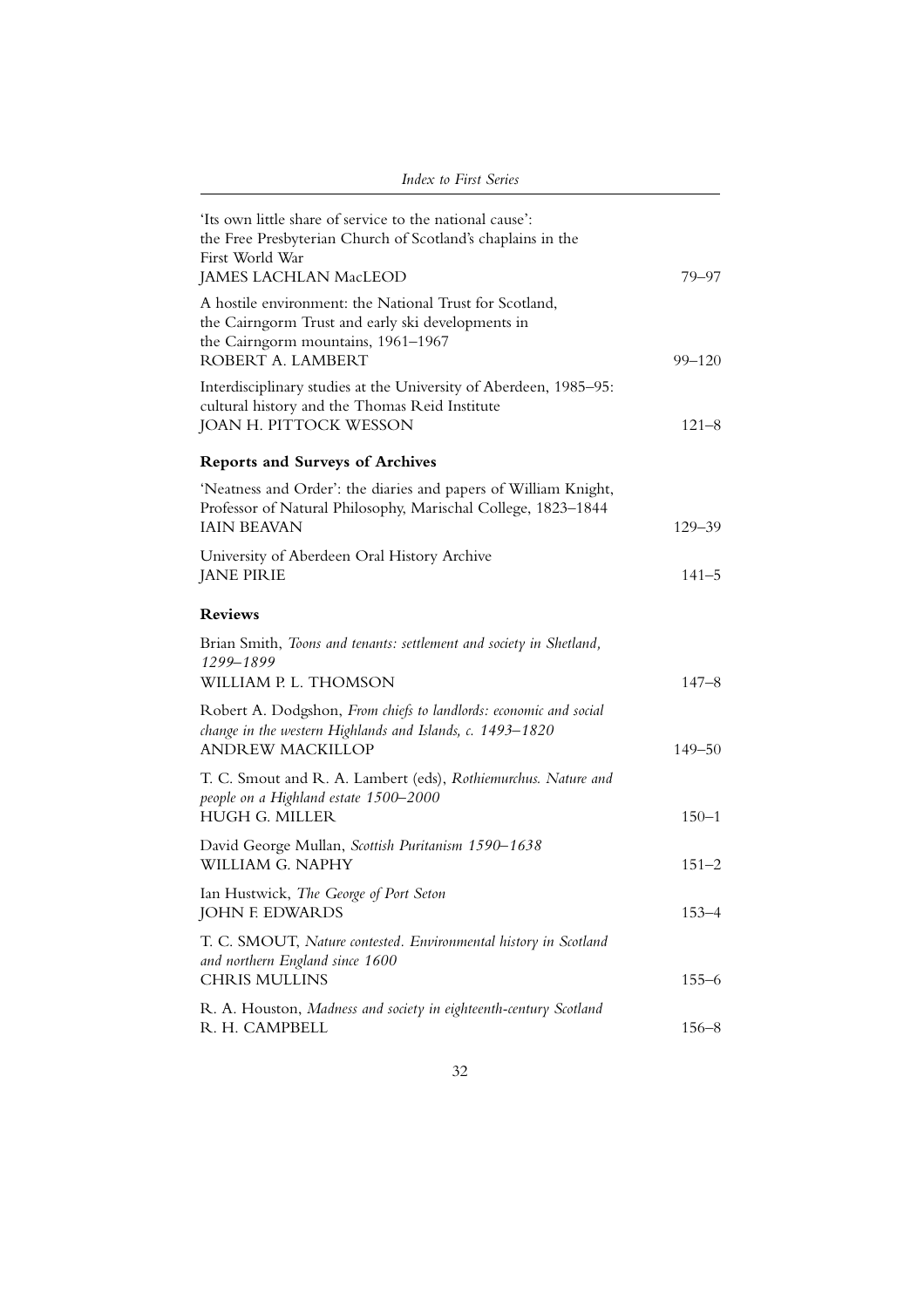'Its own little share of service to the national cause': the Free Presbyterian Church of Scotland's chaplains in the First World War
JAMES LACHLAN MacLEOD 79–97

A hostile environment: the National Trust for Scotland, the Cairngorm Trust and early ski developments in the Cairngorm mountains, 1961–1967
ROBERT A. LAMBERT 99–120

Interdisciplinary studies at the University of Aberdeen, 1985–95: cultural history and the Thomas Reid Institute
JOAN H. PITTOCK WESSON 121–8

**Reports and Surveys of Archives**

'Neatness and Order': the diaries and papers of William Knight, Professor of Natural Philosophy, Marischal College, 1823–1844
IAIN BEAVAN 129–39

University of Aberdeen Oral History Archive
JANE PIRIE 141–5

**Reviews**

Brian Smith, *Toons and tenants: settlement and society in Shetland, 1299–1899*
WILLIAM P. L. THOMSON 147–8

Robert A. Dodgshon, *From chiefs to landlords: economic and social change in the western Highlands and Islands, c. 1493–1820*
ANDREW MACKILLOP 149–50

T. C. Smout and R. A. Lambert (eds), *Rothiemurchus. Nature and people on a Highland estate 1500–2000*
HUGH G. MILLER 150–1

David George Mullan, *Scottish Puritanism 1590–1638*
WILLIAM G. NAPHY 151–2

Ian Hustwick, *The George of Port Seton*
JOHN F. EDWARDS 153–4

T. C. SMOUT, *Nature contested. Environmental history in Scotland and northern England since 1600*
CHRIS MULLINS 155–6

R. A. Houston, *Madness and society in eighteenth-century Scotland*
R. H. CAMPBELL 156–8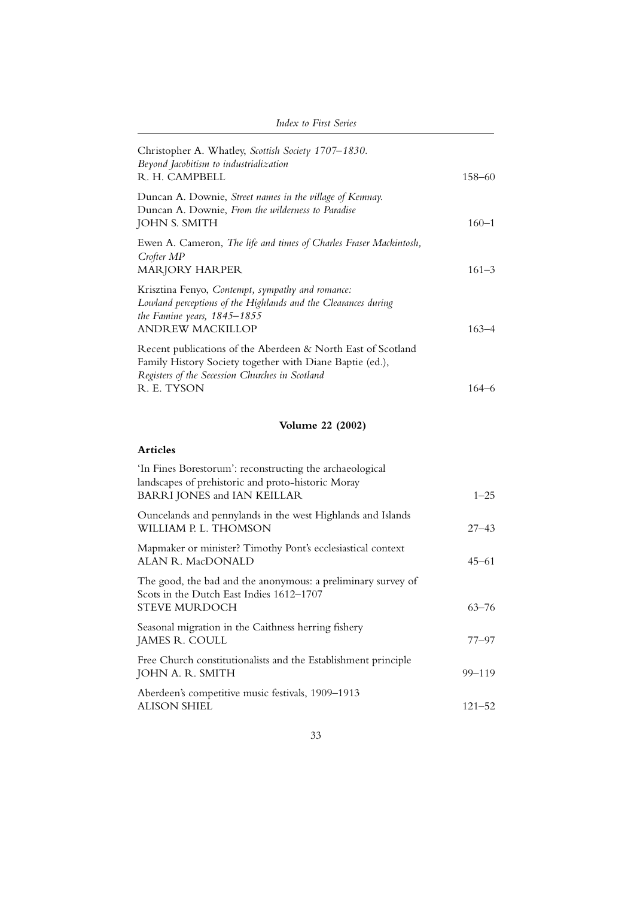Christopher A. Whatley, *Scottish Society 1707–1830. Beyond Jacobitism to industrialization*
R. H. CAMPBELL — 158–60

Duncan A. Downie, *Street names in the village of Kemnay.*
Duncan A. Downie, *From the wilderness to Paradise*
JOHN S. SMITH — 160–1

Ewen A. Cameron, *The life and times of Charles Fraser Mackintosh, Crofter MP*
MARJORY HARPER — 161–3

Krisztina Fenyo, *Contempt, sympathy and romance: Lowland perceptions of the Highlands and the Clearances during the Famine years, 1845–1855*
ANDREW MACKILLOP — 163–4

Recent publications of the Aberdeen & North East of Scotland Family History Society together with Diane Baptie (ed.), *Registers of the Secession Churches in Scotland*
R. E. TYSON — 164–6

## Volume 22 (2002)

### Articles

'In Fines Borestorum': reconstructing the archaeological landscapes of prehistoric and proto-historic Moray
BARRI JONES and IAN KEILLAR — 1–25

Ouncelands and pennylands in the west Highlands and Islands
WILLIAM P. L. THOMSON — 27–43

Mapmaker or minister? Timothy Pont's ecclesiastical context
ALAN R. MacDONALD — 45–61

The good, the bad and the anonymous: a preliminary survey of Scots in the Dutch East Indies 1612–1707
STEVE MURDOCH — 63–76

Seasonal migration in the Caithness herring fishery
JAMES R. COULL — 77–97

Free Church constitutionalists and the Establishment principle
JOHN A. R. SMITH — 99–119

Aberdeen's competitive music festivals, 1909–1913
ALISON SHIEL — 121–52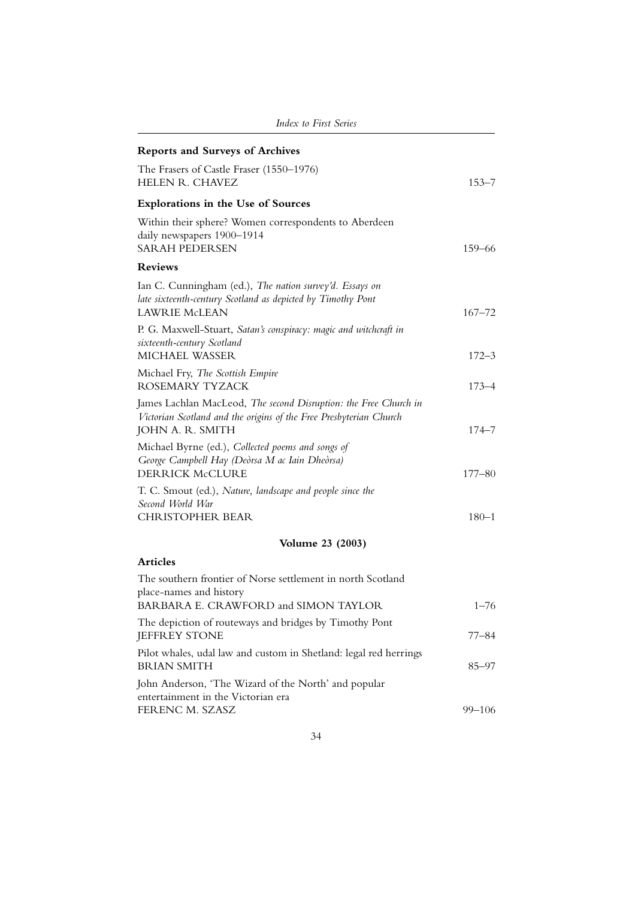### Reports and Surveys of Archives

The Frasers of Castle Fraser (1550–1976)
HELEN R. CHAVEZ — 153–7

### Explorations in the Use of Sources

Within their sphere? Women correspondents to Aberdeen daily newspapers 1900–1914
SARAH PEDERSEN — 159–66

### Reviews

Ian C. Cunningham (ed.), *The nation survey'd. Essays on late sixteenth-century Scotland as depicted by Timothy Pont*
LAWRIE McLEAN — 167–72

P. G. Maxwell-Stuart, *Satan's conspiracy: magic and witchcraft in sixteenth-century Scotland*
MICHAEL WASSER — 172–3

Michael Fry, *The Scottish Empire*
ROSEMARY TYZACK — 173–4

James Lachlan MacLeod, *The second Disruption: the Free Church in Victorian Scotland and the origins of the Free Presbyterian Church*
JOHN A. R. SMITH — 174–7

Michael Byrne (ed.), *Collected poems and songs of George Campbell Hay (Deòrsa M ac Iain Dheòrsa)*
DERRICK McCLURE — 177–80

T. C. Smout (ed.), *Nature, landscape and people since the Second World War*
CHRISTOPHER BEAR — 180–1

## Volume 23 (2003)

### Articles

The southern frontier of Norse settlement in north Scotland place-names and history
BARBARA E. CRAWFORD and SIMON TAYLOR — 1–76

The depiction of routeways and bridges by Timothy Pont
JEFFREY STONE — 77–84

Pilot whales, udal law and custom in Shetland: legal red herrings
BRIAN SMITH — 85–97

John Anderson, 'The Wizard of the North' and popular entertainment in the Victorian era
FERENC M. SZASZ — 99–106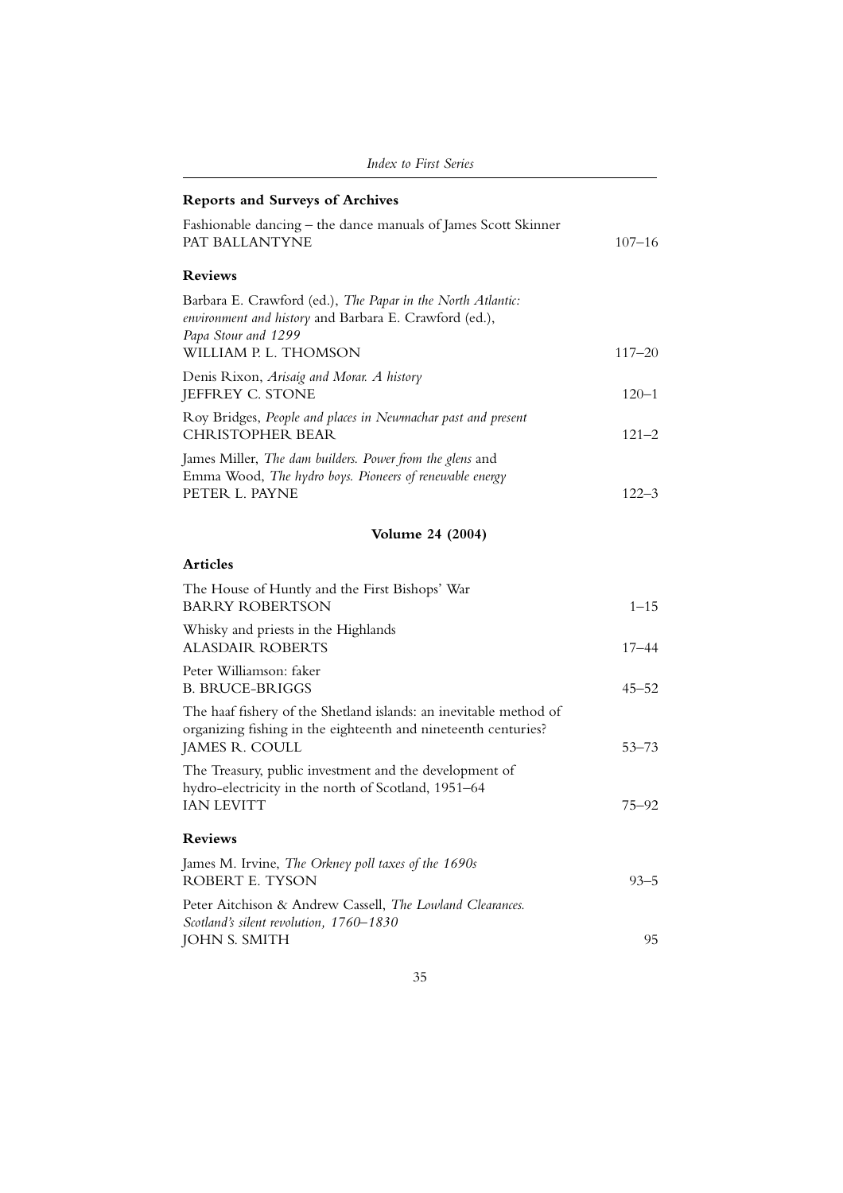### Reports and Surveys of Archives

Fashionable dancing – the dance manuals of James Scott Skinner
PAT BALLANTYNE 107–16

### Reviews

Barbara E. Crawford (ed.), *The Papar in the North Atlantic: environment and history* and Barbara E. Crawford (ed.), *Papa Stour and 1299*
WILLIAM P. L. THOMSON 117–20

Denis Rixon, *Arisaig and Morar. A history*
JEFFREY C. STONE 120–1

Roy Bridges, *People and places in Newmachar past and present*
CHRISTOPHER BEAR 121–2

James Miller, *The dam builders. Power from the glens* and Emma Wood, *The hydro boys. Pioneers of renewable energy*
PETER L. PAYNE 122–3

## Volume 24 (2004)

### Articles

The House of Huntly and the First Bishops' War
BARRY ROBERTSON 1–15

Whisky and priests in the Highlands
ALASDAIR ROBERTS 17–44

Peter Williamson: faker
B. BRUCE-BRIGGS 45–52

The haaf fishery of the Shetland islands: an inevitable method of organizing fishing in the eighteenth and nineteenth centuries?
JAMES R. COULL 53–73

The Treasury, public investment and the development of hydro-electricity in the north of Scotland, 1951–64
IAN LEVITT 75–92

### Reviews

James M. Irvine, *The Orkney poll taxes of the 1690s*
ROBERT E. TYSON 93–5

Peter Aitchison & Andrew Cassell, *The Lowland Clearances. Scotland's silent revolution, 1760–1830*
JOHN S. SMITH 95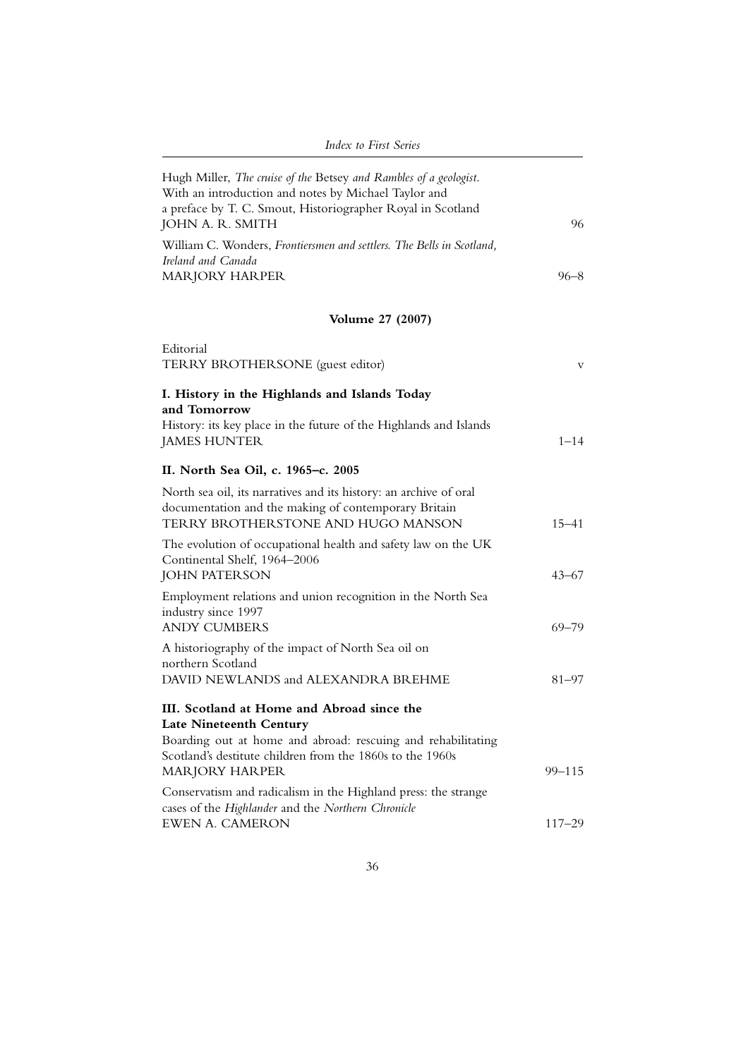Hugh Miller, *The cruise of the* Betsey *and Rambles of a geologist*. With an introduction and notes by Michael Taylor and a preface by T. C. Smout, Historiographer Royal in Scotland
JOHN A. R. SMITH — 96

William C. Wonders, *Frontiersmen and settlers. The Bells in Scotland, Ireland and Canada*
MARJORY HARPER — 96–8

## Volume 27 (2007)

Editorial
TERRY BROTHERSONE (guest editor) — v

### I. History in the Highlands and Islands Today and Tomorrow

History: its key place in the future of the Highlands and Islands
JAMES HUNTER — 1–14

### II. North Sea Oil, c. 1965–c. 2005

North sea oil, its narratives and its history: an archive of oral documentation and the making of contemporary Britain
TERRY BROTHERSTONE AND HUGO MANSON — 15–41

The evolution of occupational health and safety law on the UK Continental Shelf, 1964–2006
JOHN PATERSON — 43–67

Employment relations and union recognition in the North Sea industry since 1997
ANDY CUMBERS — 69–79

A historiography of the impact of North Sea oil on northern Scotland
DAVID NEWLANDS and ALEXANDRA BREHME — 81–97

### III. Scotland at Home and Abroad since the Late Nineteenth Century

Boarding out at home and abroad: rescuing and rehabilitating Scotland's destitute children from the 1860s to the 1960s
MARJORY HARPER — 99–115

Conservatism and radicalism in the Highland press: the strange cases of the *Highlander* and the *Northern Chronicle*
EWEN A. CAMERON — 117–29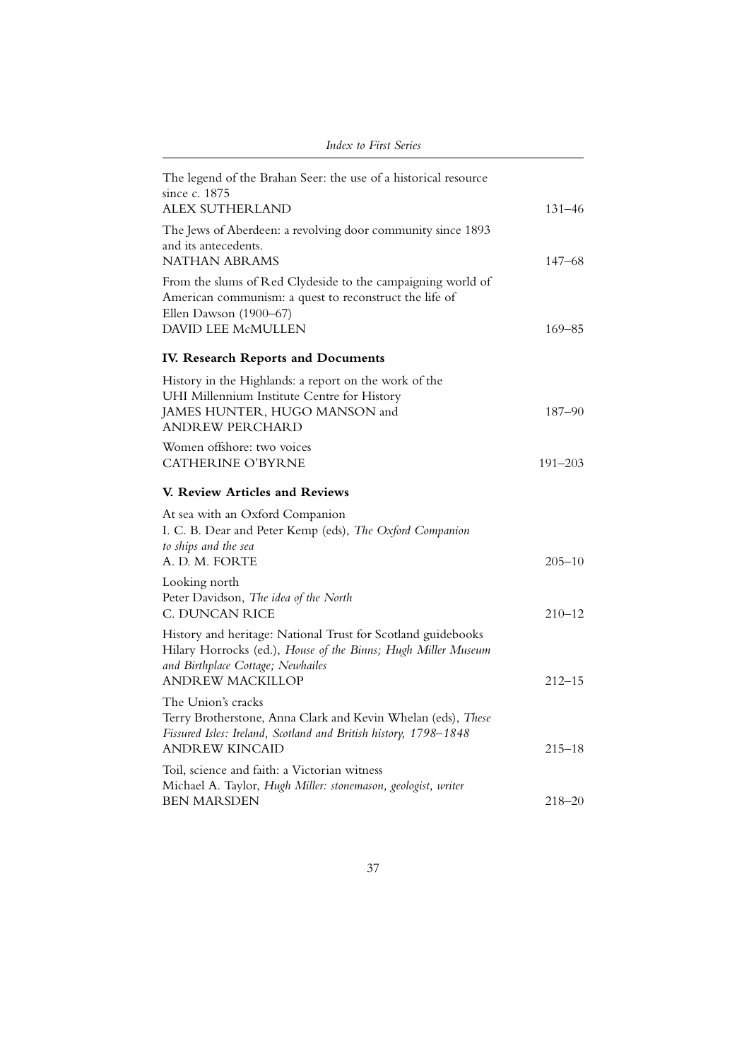The legend of the Brahan Seer: the use of a historical resource since c. 1875
ALEX SUTHERLAND 131–46

The Jews of Aberdeen: a revolving door community since 1893 and its antecedents.
NATHAN ABRAMS 147–68

From the slums of Red Clydeside to the campaigning world of American communism: a quest to reconstruct the life of Ellen Dawson (1900–67)
DAVID LEE McMULLEN 169–85

### IV. Research Reports and Documents

History in the Highlands: a report on the work of the UHI Millennium Institute Centre for History
JAMES HUNTER, HUGO MANSON and ANDREW PERCHARD 187–90

Women offshore: two voices
CATHERINE O'BYRNE 191–203

### V. Review Articles and Reviews

At sea with an Oxford Companion
I. C. B. Dear and Peter Kemp (eds), *The Oxford Companion to ships and the sea*
A. D. M. FORTE 205–10

Looking north
Peter Davidson, *The idea of the North*
C. DUNCAN RICE 210–12

History and heritage: National Trust for Scotland guidebooks
Hilary Horrocks (ed.), *House of the Binns; Hugh Miller Museum and Birthplace Cottage; Newhailes*
ANDREW MACKILLOP 212–15

The Union's cracks
Terry Brotherstone, Anna Clark and Kevin Whelan (eds), *These Fissured Isles: Ireland, Scotland and British history, 1798–1848*
ANDREW KINCAID 215–18

Toil, science and faith: a Victorian witness
Michael A. Taylor, *Hugh Miller: stonemason, geologist, writer*
BEN MARSDEN 218–20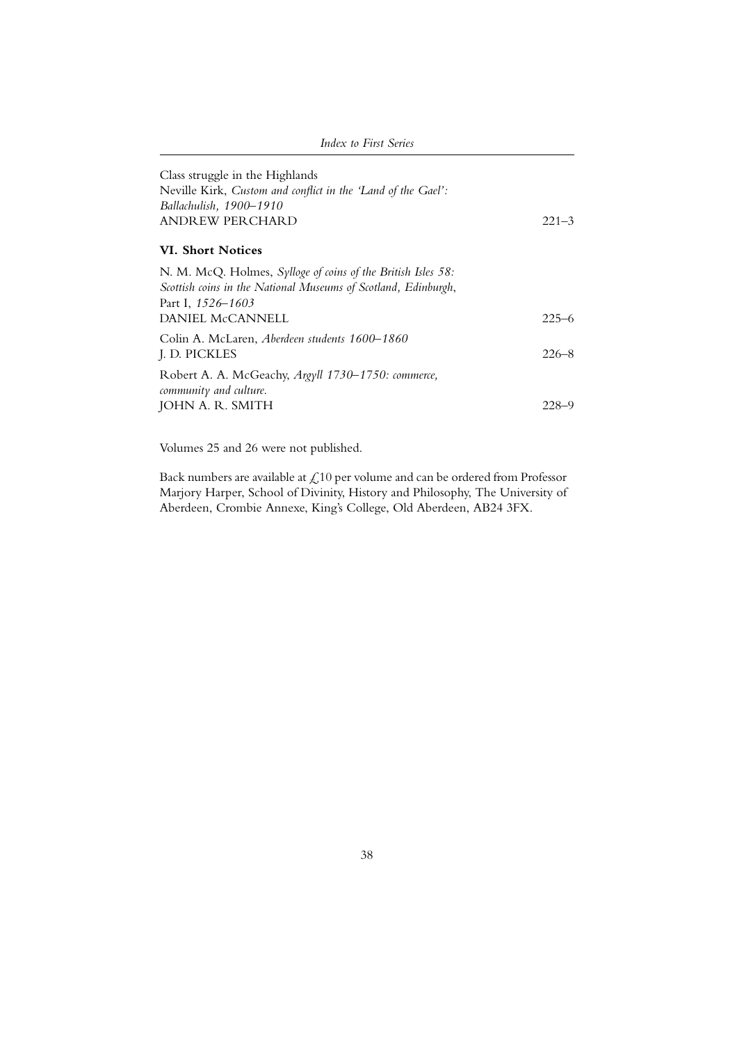Class struggle in the Highlands
Neville Kirk, *Custom and conflict in the 'Land of the Gael': Ballachulish, 1900–1910*
ANDREW PERCHARD 221–3

### VI. Short Notices

N. M. McQ. Holmes, *Sylloge of coins of the British Isles 58: Scottish coins in the National Museums of Scotland, Edinburgh*, Part I, *1526–1603*
DANIEL McCANNELL 225–6

Colin A. McLaren, *Aberdeen students 1600–1860*
J. D. PICKLES 226–8

Robert A. A. McGeachy, *Argyll 1730–1750: commerce, community and culture.*
JOHN A. R. SMITH 228–9

Volumes 25 and 26 were not published.

Back numbers are available at £10 per volume and can be ordered from Professor Marjory Harper, School of Divinity, History and Philosophy, The University of Aberdeen, Crombie Annexe, King's College, Old Aberdeen, AB24 3FX.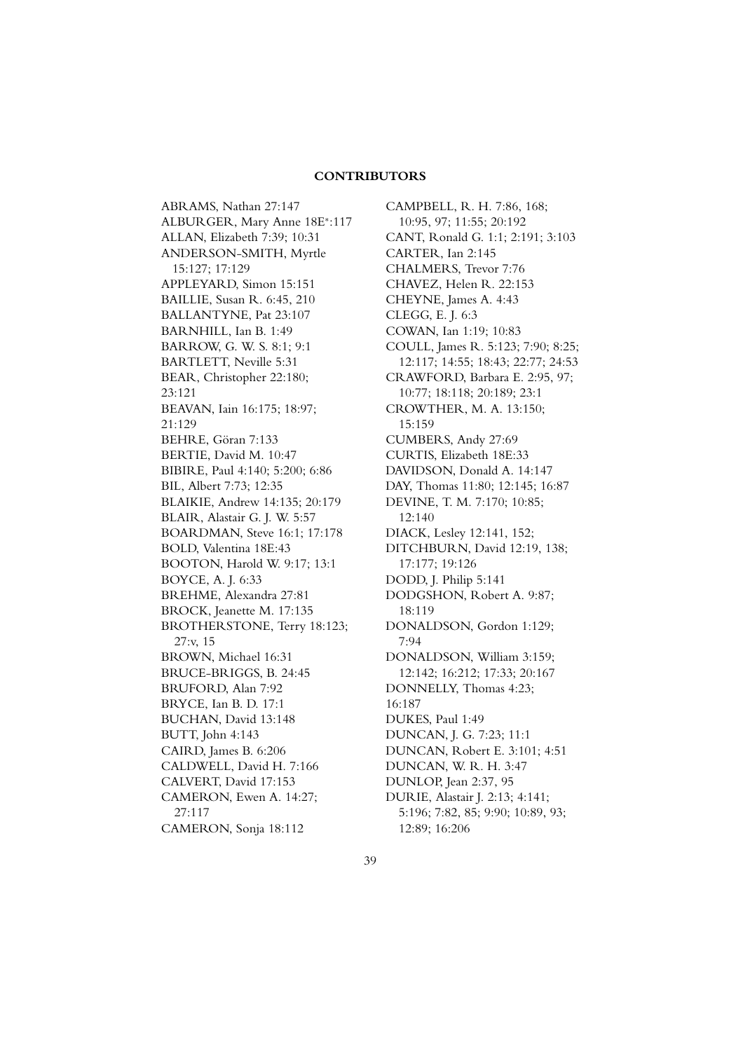## CONTRIBUTORS

ABRAMS, Nathan 27:147
ALBURGER, Mary Anne 18E*:117
ALLAN, Elizabeth 7:39; 10:31
ANDERSON-SMITH, Myrtle 15:127; 17:129
APPLEYARD, Simon 15:151
BAILLIE, Susan R. 6:45, 210
BALLANTYNE, Pat 23:107
BARNHILL, Ian B. 1:49
BARROW, G. W. S. 8:1; 9:1
BARTLETT, Neville 5:31
BEAR, Christopher 22:180; 23:121
BEAVAN, Iain 16:175; 18:97; 21:129
BEHRE, Göran 7:133
BERTIE, David M. 10:47
BIBIRE, Paul 4:140; 5:200; 6:86
BIL, Albert 7:73; 12:35
BLAIKIE, Andrew 14:135; 20:179
BLAIR, Alastair G. J. W. 5:57
BOARDMAN, Steve 16:1; 17:178
BOLD, Valentina 18E:43
BOOTON, Harold W. 9:17; 13:1
BOYCE, A. J. 6:33
BREHME, Alexandra 27:81
BROCK, Jeanette M. 17:135
BROTHERSTONE, Terry 18:123; 27:v, 15
BROWN, Michael 16:31
BRUCE-BRIGGS, B. 24:45
BRUFORD, Alan 7:92
BRYCE, Ian B. D. 17:1
BUCHAN, David 13:148
BUTT, John 4:143
CAIRD, James B. 6:206
CALDWELL, David H. 7:166
CALVERT, David 17:153
CAMERON, Ewen A. 14:27; 27:117
CAMERON, Sonja 18:112
CAMPBELL, R. H. 7:86, 168; 10:95, 97; 11:55; 20:192
CANT, Ronald G. 1:1; 2:191; 3:103
CARTER, Ian 2:145
CHALMERS, Trevor 7:76
CHAVEZ, Helen R. 22:153
CHEYNE, James A. 4:43
CLEGG, E. J. 6:3
COWAN, Ian 1:19; 10:83
COULL, James R. 5:123; 7:90; 8:25; 12:117; 14:55; 18:43; 22:77; 24:53
CRAWFORD, Barbara E. 2:95, 97; 10:77; 18:118; 20:189; 23:1
CROWTHER, M. A. 13:150; 15:159
CUMBERS, Andy 27:69
CURTIS, Elizabeth 18E:33
DAVIDSON, Donald A. 14:147
DAY, Thomas 11:80; 12:145; 16:87
DEVINE, T. M. 7:170; 10:85; 12:140
DIACK, Lesley 12:141, 152;
DITCHBURN, David 12:19, 138; 17:177; 19:126
DODD, J. Philip 5:141
DODGSHON, Robert A. 9:87; 18:119
DONALDSON, Gordon 1:129; 7:94
DONALDSON, William 3:159; 12:142; 16:212; 17:33; 20:167
DONNELLY, Thomas 4:23; 16:187
DUKES, Paul 1:49
DUNCAN, J. G. 7:23; 11:1
DUNCAN, Robert E. 3:101; 4:51
DUNCAN, W. R. H. 3:47
DUNLOP, Jean 2:37, 95
DURIE, Alastair J. 2:13; 4:141; 5:196; 7:82, 85; 9:90; 10:89, 93; 12:89; 16:206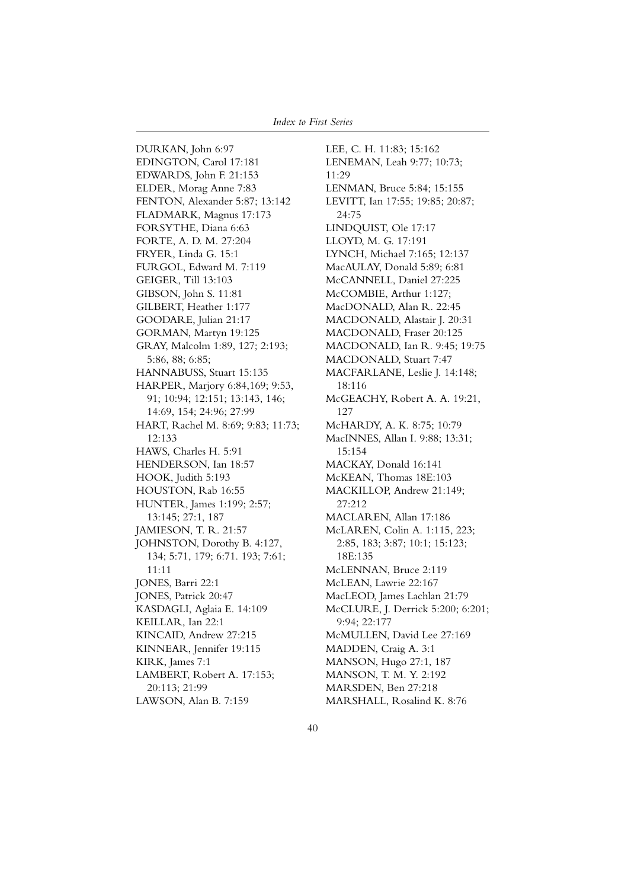DURKAN, John 6:97
EDINGTON, Carol 17:181
EDWARDS, John F. 21:153
ELDER, Morag Anne 7:83
FENTON, Alexander 5:87; 13:142
FLADMARK, Magnus 17:173
FORSYTHE, Diana 6:63
FORTE, A. D. M. 27:204
FRYER, Linda G. 15:1
FURGOL, Edward M. 7:119
GEIGER, Till 13:103
GIBSON, John S. 11:81
GILBERT, Heather 1:177
GOODARE, Julian 21:17
GORMAN, Martyn 19:125
GRAY, Malcolm 1:89, 127; 2:193; 5:86, 88; 6:85;
HANNABUSS, Stuart 15:135
HARPER, Marjory 6:84,169; 9:53, 91; 10:94; 12:151; 13:143, 146; 14:69, 154; 24:96; 27:99
HART, Rachel M. 8:69; 9:83; 11:73; 12:133
HAWS, Charles H. 5:91
HENDERSON, Ian 18:57
HOOK, Judith 5:193
HOUSTON, Rab 16:55
HUNTER, James 1:199; 2:57; 13:145; 27:1, 187
JAMIESON, T. R. 21:57
JOHNSTON, Dorothy B. 4:127, 134; 5:71, 179; 6:71. 193; 7:61; 11:11
JONES, Barri 22:1
JONES, Patrick 20:47
KASDAGLI, Aglaia E. 14:109
KEILLAR, Ian 22:1
KINCAID, Andrew 27:215
KINNEAR, Jennifer 19:115
KIRK, James 7:1
LAMBERT, Robert A. 17:153; 20:113; 21:99
LAWSON, Alan B. 7:159
LEE, C. H. 11:83; 15:162
LENEMAN, Leah 9:77; 10:73; 11:29
LENMAN, Bruce 5:84; 15:155
LEVITT, Ian 17:55; 19:85; 20:87; 24:75
LINDQUIST, Ole 17:17
LLOYD, M. G. 17:191
LYNCH, Michael 7:165; 12:137
MacAULAY, Donald 5:89; 6:81
McCANNELL, Daniel 27:225
McCOMBIE, Arthur 1:127;
MacDONALD, Alan R. 22:45
MACDONALD, Alastair J. 20:31
MACDONALD, Fraser 20:125
MACDONALD, Ian R. 9:45; 19:75
MACDONALD, Stuart 7:47
MACFARLANE, Leslie J. 14:148; 18:116
McGEACHY, Robert A. A. 19:21, 127
McHARDY, A. K. 8:75; 10:79
MacINNES, Allan I. 9:88; 13:31; 15:154
MACKAY, Donald 16:141
McKEAN, Thomas 18E:103
MACKILLOP, Andrew 21:149; 27:212
MACLAREN, Allan 17:186
McLAREN, Colin A. 1:115, 223; 2:85, 183; 3:87; 10:1; 15:123; 18E:135
McLENNAN, Bruce 2:119
McLEAN, Lawrie 22:167
MacLEOD, James Lachlan 21:79
McCLURE, J. Derrick 5:200; 6:201; 9:94; 22:177
McMULLEN, David Lee 27:169
MADDEN, Craig A. 3:1
MANSON, Hugo 27:1, 187
MANSON, T. M. Y. 2:192
MARSDEN, Ben 27:218
MARSHALL, Rosalind K. 8:76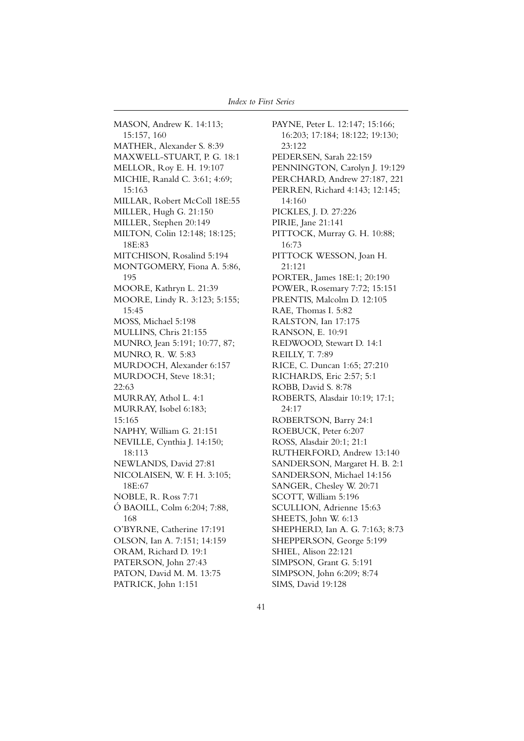MASON, Andrew K. 14:113; 15:157, 160
MATHER, Alexander S. 8:39
MAXWELL-STUART, P. G. 18:1
MELLOR, Roy E. H. 19:107
MICHIE, Ranald C. 3:61; 4:69; 15:163
MILLAR, Robert McColl 18E:55
MILLER, Hugh G. 21:150
MILLER, Stephen 20:149
MILTON, Colin 12:148; 18:125; 18E:83
MITCHISON, Rosalind 5:194
MONTGOMERY, Fiona A. 5:86, 195
MOORE, Kathryn L. 21:39
MOORE, Lindy R. 3:123; 5:155; 15:45
MOSS, Michael 5:198
MULLINS, Chris 21:155
MUNRO, Jean 5:191; 10:77, 87;
MUNRO, R. W. 5:83
MURDOCH, Alexander 6:157
MURDOCH, Steve 18:31; 22:63
MURRAY, Athol L. 4:1
MURRAY, Isobel 6:183; 15:165
NAPHY, William G. 21:151
NEVILLE, Cynthia J. 14:150; 18:113
NEWLANDS, David 27:81
NICOLAISEN, W. F. H. 3:105; 18E:67
NOBLE, R. Ross 7:71
Ó BAOILL, Colm 6:204; 7:88, 168
O'BYRNE, Catherine 17:191
OLSON, Ian A. 7:151; 14:159
ORAM, Richard D. 19:1
PATERSON, John 27:43
PATON, David M. M. 13:75
PATRICK, John 1:151
PAYNE, Peter L. 12:147; 15:166; 16:203; 17:184; 18:122; 19:130; 23:122
PEDERSEN, Sarah 22:159
PENNINGTON, Carolyn J. 19:129
PERCHARD, Andrew 27:187, 221
PERREN, Richard 4:143; 12:145; 14:160
PICKLES, J. D. 27:226
PIRIE, Jane 21:141
PITTOCK, Murray G. H. 10:88; 16:73
PITTOCK WESSON, Joan H. 21:121
PORTER, James 18E:1; 20:190
POWER, Rosemary 7:72; 15:151
PRENTIS, Malcolm D. 12:105
RAE, Thomas I. 5:82
RALSTON, Ian 17:175
RANSON, E. 10:91
REDWOOD, Stewart D. 14:1
REILLY, T. 7:89
RICE, C. Duncan 1:65; 27:210
RICHARDS, Eric 2:57; 5:1
ROBB, David S. 8:78
ROBERTS, Alasdair 10:19; 17:1; 24:17
ROBERTSON, Barry 24:1
ROEBUCK, Peter 6:207
ROSS, Alasdair 20:1; 21:1
RUTHERFORD, Andrew 13:140
SANDERSON, Margaret H. B. 2:1
SANDERSON, Michael 14:156
SANGER, Chesley W. 20:71
SCOTT, William 5:196
SCULLION, Adrienne 15:63
SHEETS, John W. 6:13
SHEPHERD, Ian A. G. 7:163; 8:73
SHEPPERSON, George 5:199
SHIEL, Alison 22:121
SIMPSON, Grant G. 5:191
SIMPSON, John 6:209; 8:74
SIMS, David 19:128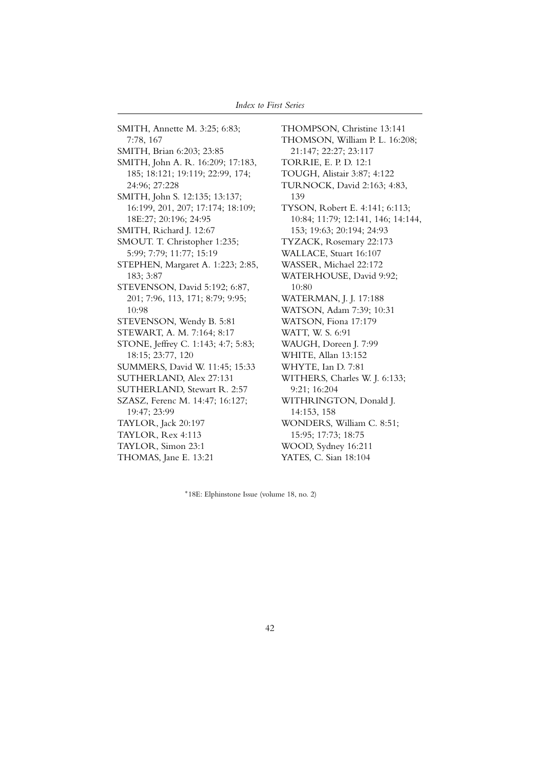SMITH, Annette M. 3:25; 6:83; 7:78, 167

SMITH, Brian 6:203; 23:85

SMITH, John A. R. 16:209; 17:183, 185; 18:121; 19:119; 22:99, 174; 24:96; 27:228

SMITH, John S. 12:135; 13:137; 16:199, 201, 207; 17:174; 18:109; 18E:27; 20:196; 24:95

SMITH, Richard J. 12:67

SMOUT. T. Christopher 1:235; 5:99; 7:79; 11:77; 15:19

STEPHEN, Margaret A. 1:223; 2:85, 183; 3:87

STEVENSON, David 5:192; 6:87, 201; 7:96, 113, 171; 8:79; 9:95; 10:98

STEVENSON, Wendy B. 5:81

STEWART, A. M. 7:164; 8:17

STONE, Jeffrey C. 1:143; 4:7; 5:83; 18:15; 23:77, 120

SUMMERS, David W. 11:45; 15:33

SUTHERLAND, Alex 27:131

SUTHERLAND, Stewart R. 2:57

SZASZ, Ferenc M. 14:47; 16:127; 19:47; 23:99

TAYLOR, Jack 20:197

TAYLOR, Rex 4:113

TAYLOR, Simon 23:1

THOMAS, Jane E. 13:21

THOMPSON, Christine 13:141

THOMSON, William P. L. 16:208; 21:147; 22:27; 23:117

TORRIE, E. P. D. 12:1

TOUGH, Alistair 3:87; 4:122

TURNOCK, David 2:163; 4:83, 139

TYSON, Robert E. 4:141; 6:113; 10:84; 11:79; 12:141, 146; 14:144, 153; 19:63; 20:194; 24:93

TYZACK, Rosemary 22:173

WALLACE, Stuart 16:107

WASSER, Michael 22:172

WATERHOUSE, David 9:92; 10:80

WATERMAN, J. J. 17:188

WATSON, Adam 7:39; 10:31

WATSON, Fiona 17:179

WATT, W. S. 6:91

WAUGH, Doreen J. 7:99

WHITE, Allan 13:152

WHYTE, Ian D. 7:81

WITHERS, Charles W. J. 6:133; 9:21; 16:204

WITHRINGTON, Donald J. 14:153, 158

WONDERS, William C. 8:51; 15:95; 17:73; 18:75

WOOD, Sydney 16:211

YATES, C. Sian 18:104

*18E: Elphinstone Issue (volume 18, no. 2)